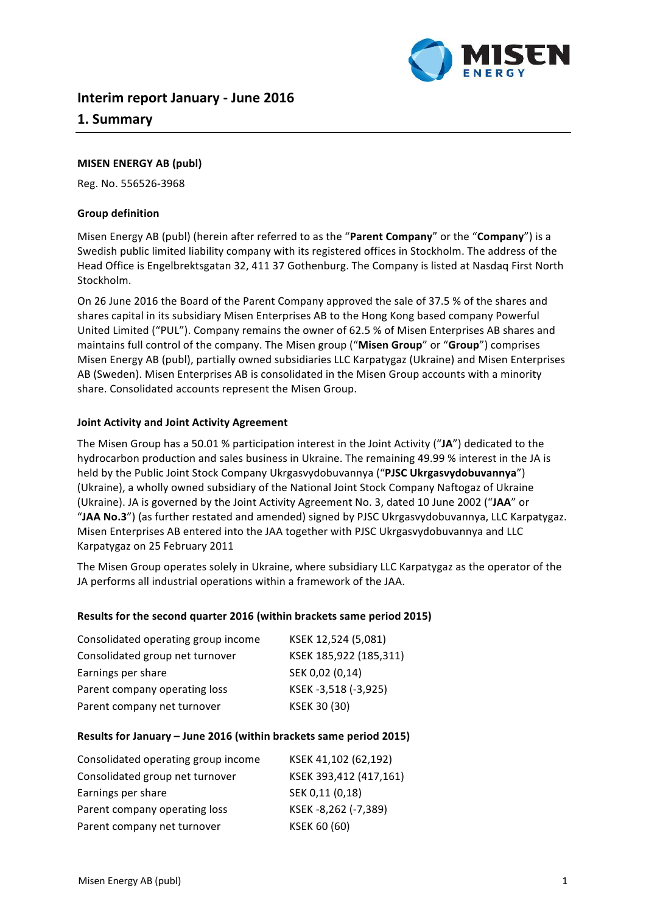# Interim report January - June 2016

## 1. Summary

**MISEN ENERGY AB (publ)**

Reg. No. 556526-3968

**Group definition**

Misen Energy AB (publ) (herein after referred to as the "**Parent Company**" or the "**Company**") is a Swedish public limited liability company with its registered offices in Stockholm. The address of the Head Office is Engelbrektsgatan 32, 411 37 Gothenburg. The Company is listed at Nasdaq First North Stockholm.

On 26 June 2016 the Board of the Parent Company approved the sale of 37.5 % of the shares and shares capital in its subsidiary Misen Enterprises AB to the Hong Kong based company Powerful United Limited ("PUL"). Company remains the owner of 62.5 % of Misen Enterprises AB shares and maintains full control of the company. The Misen group ("**Misen Group**" or "**Group**") comprises Misen Energy AB (publ), partially owned subsidiaries LLC Karpatygaz (Ukraine) and Misen Enterprises AB (Sweden). Misen Enterprises AB is consolidated in the Misen Group accounts with a minority share. Consolidated accounts represent the Misen Group.

**Joint Activity and Joint Activity Agreement**

The Misen Group has a 50.01 % participation interest in the Joint Activity ("**JA**") dedicated to the hydrocarbon production and sales business in Ukraine. The remaining 49.99 % interest in the JA is held by the Public Joint Stock Company Ukrgasvydobuvannya ("**PJSC Ukrgasvydobuvannya**") (Ukraine), a wholly owned subsidiary of the National Joint Stock Company Naftogaz of Ukraine (Ukraine). JA is governed by the Joint Activity Agreement No. 3, dated 10 June 2002 ("**JAA**" or "**JAA No.3**") (as further restated and amended) signed by PJSC Ukrgasvydobuvannya, LLC Karpatygaz. Misen Enterprises AB entered into the JAA together with PJSC Ukrgasvydobuvannya and LLC Karpatygaz on 25 February 2011

The Misen Group operates solely in Ukraine, where subsidiary LLC Karpatygaz as the operator of the JA performs all industrial operations within a framework of the JAA.

**Results for the second quarter 2016 (within brackets same period 2015)**

| | |
|---|---|
| Consolidated operating group income | KSEK 12,524 (5,081) |
| Consolidated group net turnover | KSEK 185,922 (185,311) |
| Earnings per share | SEK 0,02 (0,14) |
| Parent company operating loss | KSEK -3,518 (-3,925) |
| Parent company net turnover | KSEK 30 (30) |

**Results for January – June 2016 (within brackets same period 2015)**

| | |
|---|---|
| Consolidated operating group income | KSEK 41,102 (62,192) |
| Consolidated group net turnover | KSEK 393,412 (417,161) |
| Earnings per share | SEK 0,11 (0,18) |
| Parent company operating loss | KSEK -8,262 (-7,389) |
| Parent company net turnover | KSEK 60 (60) |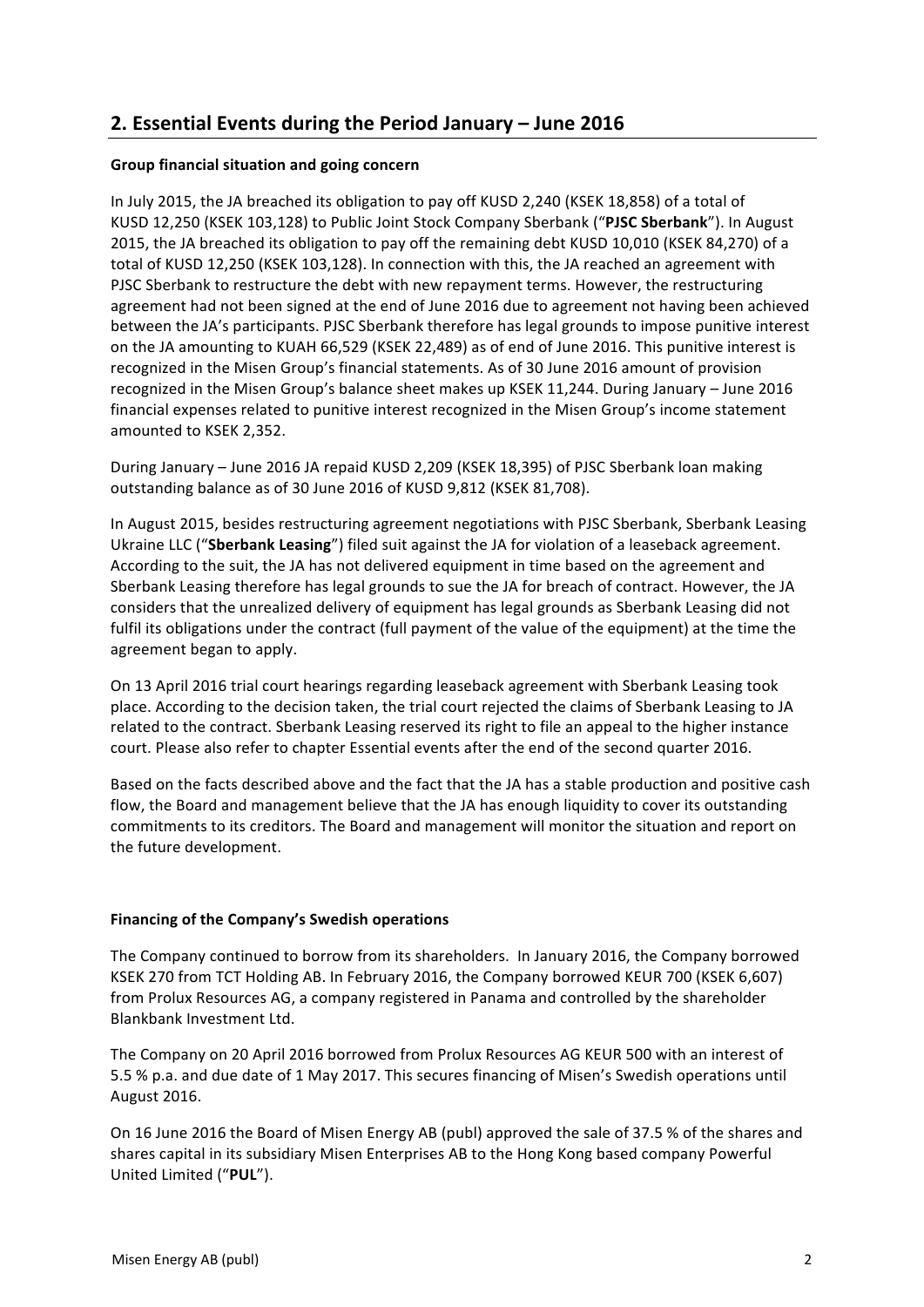## 2. Essential Events during the Period January – June 2016

**Group financial situation and going concern**

In July 2015, the JA breached its obligation to pay off KUSD 2,240 (KSEK 18,858) of a total of KUSD 12,250 (KSEK 103,128) to Public Joint Stock Company Sberbank ("**PJSC Sberbank**"). In August 2015, the JA breached its obligation to pay off the remaining debt KUSD 10,010 (KSEK 84,270) of a total of KUSD 12,250 (KSEK 103,128). In connection with this, the JA reached an agreement with PJSC Sberbank to restructure the debt with new repayment terms. However, the restructuring agreement had not been signed at the end of June 2016 due to agreement not having been achieved between the JA's participants. PJSC Sberbank therefore has legal grounds to impose punitive interest on the JA amounting to KUAH 66,529 (KSEK 22,489) as of end of June 2016. This punitive interest is recognized in the Misen Group's financial statements. As of 30 June 2016 amount of provision recognized in the Misen Group's balance sheet makes up KSEK 11,244. During January – June 2016 financial expenses related to punitive interest recognized in the Misen Group's income statement amounted to KSEK 2,352.

During January – June 2016 JA repaid KUSD 2,209 (KSEK 18,395) of PJSC Sberbank loan making outstanding balance as of 30 June 2016 of KUSD 9,812 (KSEK 81,708).

In August 2015, besides restructuring agreement negotiations with PJSC Sberbank, Sberbank Leasing Ukraine LLC ("**Sberbank Leasing**") filed suit against the JA for violation of a leaseback agreement. According to the suit, the JA has not delivered equipment in time based on the agreement and Sberbank Leasing therefore has legal grounds to sue the JA for breach of contract. However, the JA considers that the unrealized delivery of equipment has legal grounds as Sberbank Leasing did not fulfil its obligations under the contract (full payment of the value of the equipment) at the time the agreement began to apply.

On 13 April 2016 trial court hearings regarding leaseback agreement with Sberbank Leasing took place. According to the decision taken, the trial court rejected the claims of Sberbank Leasing to JA related to the contract. Sberbank Leasing reserved its right to file an appeal to the higher instance court. Please also refer to chapter Essential events after the end of the second quarter 2016.

Based on the facts described above and the fact that the JA has a stable production and positive cash flow, the Board and management believe that the JA has enough liquidity to cover its outstanding commitments to its creditors. The Board and management will monitor the situation and report on the future development.

**Financing of the Company's Swedish operations**

The Company continued to borrow from its shareholders. In January 2016, the Company borrowed KSEK 270 from TCT Holding AB. In February 2016, the Company borrowed KEUR 700 (KSEK 6,607) from Prolux Resources AG, a company registered in Panama and controlled by the shareholder Blankbank Investment Ltd.

The Company on 20 April 2016 borrowed from Prolux Resources AG KEUR 500 with an interest of 5.5 % p.a. and due date of 1 May 2017. This secures financing of Misen's Swedish operations until August 2016.

On 16 June 2016 the Board of Misen Energy AB (publ) approved the sale of 37.5 % of the shares and shares capital in its subsidiary Misen Enterprises AB to the Hong Kong based company Powerful United Limited ("**PUL**").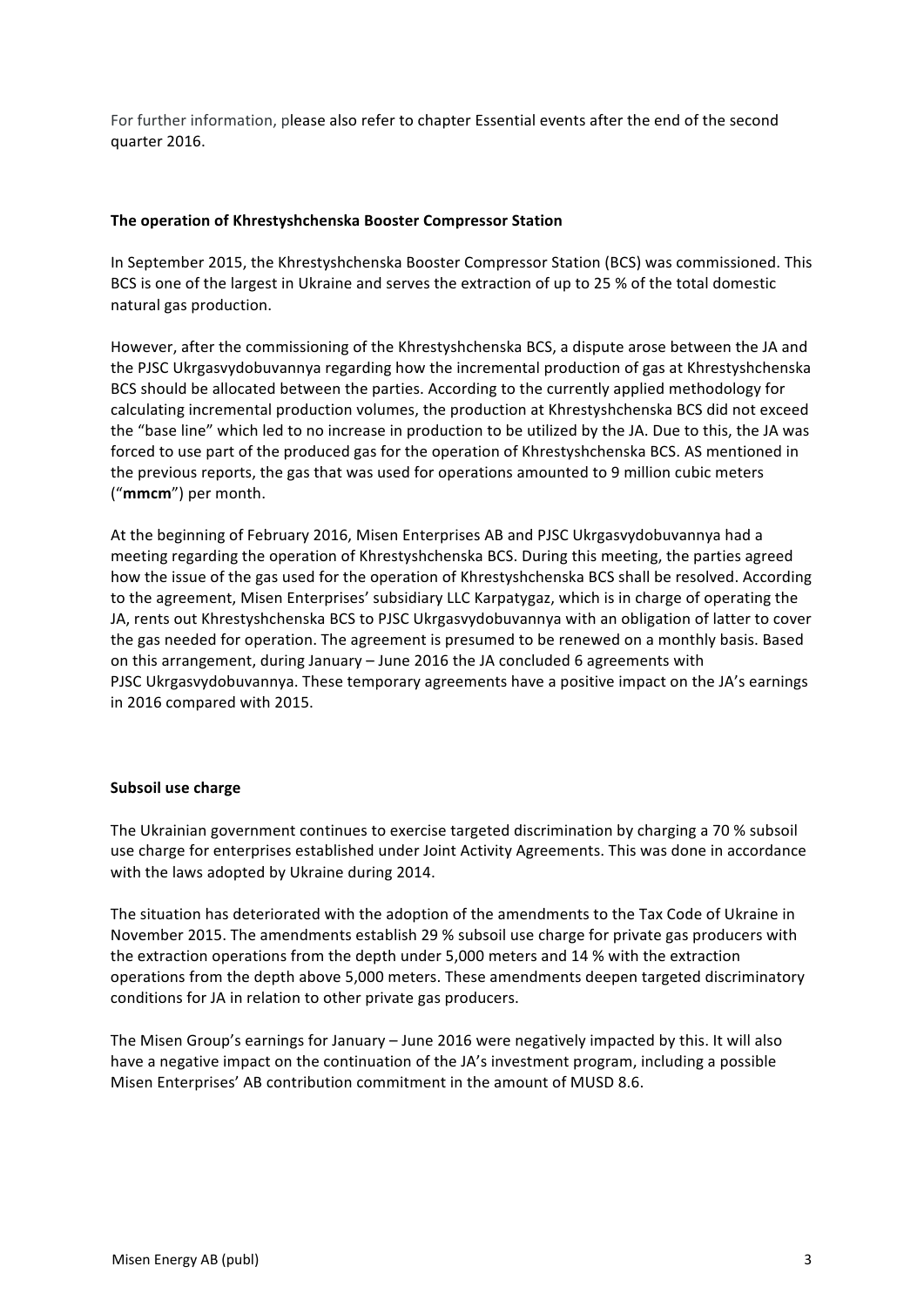For further information, please also refer to chapter Essential events after the end of the second quarter 2016.

### The operation of Khrestyshchenska Booster Compressor Station

In September 2015, the Khrestyshchenska Booster Compressor Station (BCS) was commissioned. This BCS is one of the largest in Ukraine and serves the extraction of up to 25 % of the total domestic natural gas production.

However, after the commissioning of the Khrestyshchenska BCS, a dispute arose between the JA and the PJSC Ukrgasvydobuvannya regarding how the incremental production of gas at Khrestyshchenska BCS should be allocated between the parties. According to the currently applied methodology for calculating incremental production volumes, the production at Khrestyshchenska BCS did not exceed the "base line" which led to no increase in production to be utilized by the JA. Due to this, the JA was forced to use part of the produced gas for the operation of Khrestyshchenska BCS. AS mentioned in the previous reports, the gas that was used for operations amounted to 9 million cubic meters ("**mmcm**") per month.

At the beginning of February 2016, Misen Enterprises AB and PJSC Ukrgasvydobuvannya had a meeting regarding the operation of Khrestyshchenska BCS. During this meeting, the parties agreed how the issue of the gas used for the operation of Khrestyshchenska BCS shall be resolved. According to the agreement, Misen Enterprises' subsidiary LLC Karpatygaz, which is in charge of operating the JA, rents out Khrestyshchenska BCS to PJSC Ukrgasvydobuvannya with an obligation of latter to cover the gas needed for operation. The agreement is presumed to be renewed on a monthly basis. Based on this arrangement, during January – June 2016 the JA concluded 6 agreements with PJSC Ukrgasvydobuvannya. These temporary agreements have a positive impact on the JA's earnings in 2016 compared with 2015.

### Subsoil use charge

The Ukrainian government continues to exercise targeted discrimination by charging a 70 % subsoil use charge for enterprises established under Joint Activity Agreements. This was done in accordance with the laws adopted by Ukraine during 2014.

The situation has deteriorated with the adoption of the amendments to the Tax Code of Ukraine in November 2015. The amendments establish 29 % subsoil use charge for private gas producers with the extraction operations from the depth under 5,000 meters and 14 % with the extraction operations from the depth above 5,000 meters. These amendments deepen targeted discriminatory conditions for JA in relation to other private gas producers.

The Misen Group's earnings for January – June 2016 were negatively impacted by this. It will also have a negative impact on the continuation of the JA's investment program, including a possible Misen Enterprises' AB contribution commitment in the amount of MUSD 8.6.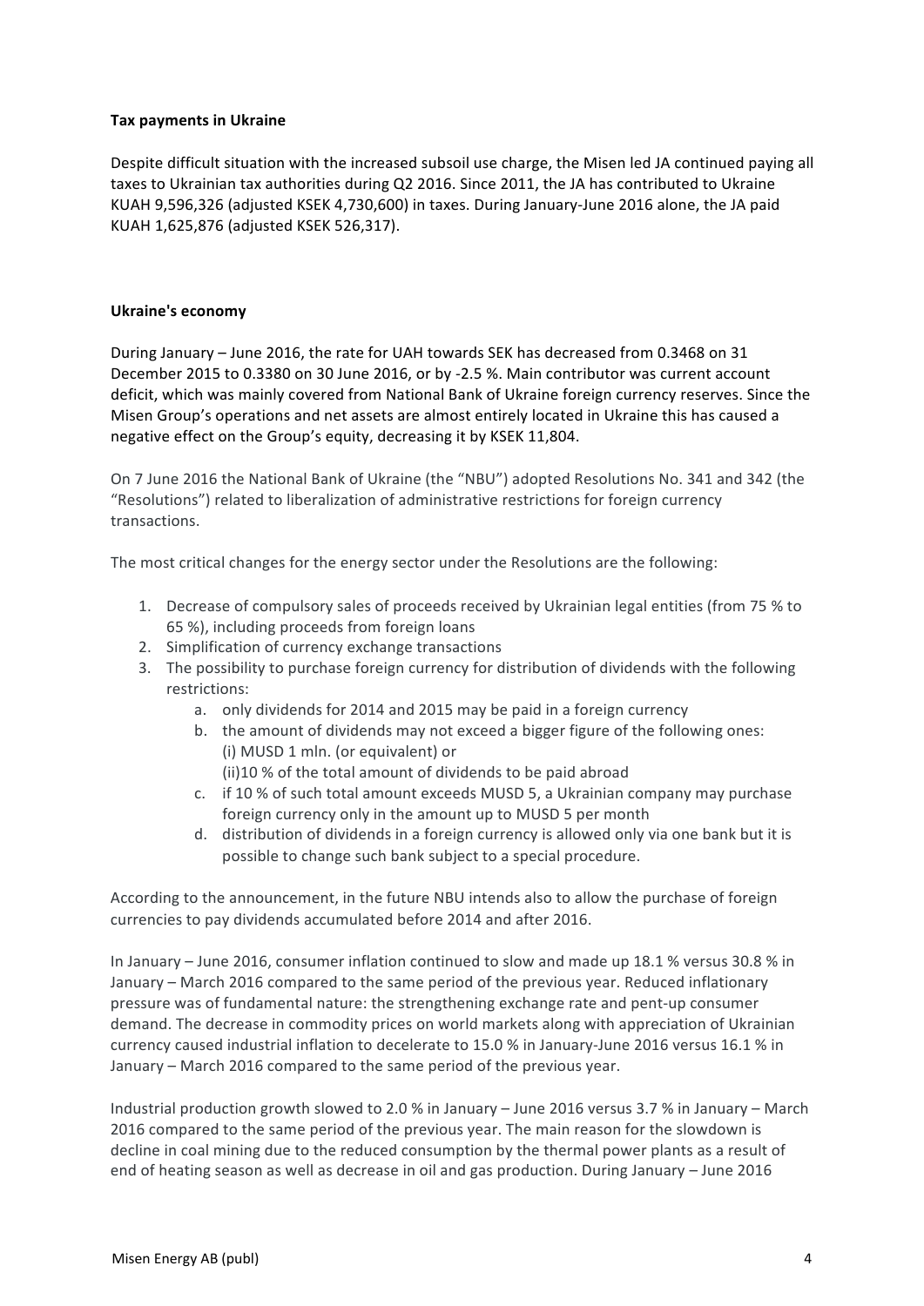**Tax payments in Ukraine**

Despite difficult situation with the increased subsoil use charge, the Misen led JA continued paying all taxes to Ukrainian tax authorities during Q2 2016. Since 2011, the JA has contributed to Ukraine KUAH 9,596,326 (adjusted KSEK 4,730,600) in taxes. During January-June 2016 alone, the JA paid KUAH 1,625,876 (adjusted KSEK 526,317).

**Ukraine's economy**

During January – June 2016, the rate for UAH towards SEK has decreased from 0.3468 on 31 December 2015 to 0.3380 on 30 June 2016, or by -2.5 %. Main contributor was current account deficit, which was mainly covered from National Bank of Ukraine foreign currency reserves. Since the Misen Group's operations and net assets are almost entirely located in Ukraine this has caused a negative effect on the Group's equity, decreasing it by KSEK 11,804.

On 7 June 2016 the National Bank of Ukraine (the "NBU") adopted Resolutions No. 341 and 342 (the "Resolutions") related to liberalization of administrative restrictions for foreign currency transactions.

The most critical changes for the energy sector under the Resolutions are the following:

1. Decrease of compulsory sales of proceeds received by Ukrainian legal entities (from 75 % to 65 %), including proceeds from foreign loans
2. Simplification of currency exchange transactions
3. The possibility to purchase foreign currency for distribution of dividends with the following restrictions:
    a. only dividends for 2014 and 2015 may be paid in a foreign currency
    b. the amount of dividends may not exceed a bigger figure of the following ones:
       (i) MUSD 1 mln. (or equivalent) or
       (ii)10 % of the total amount of dividends to be paid abroad
    c. if 10 % of such total amount exceeds MUSD 5, a Ukrainian company may purchase foreign currency only in the amount up to MUSD 5 per month
    d. distribution of dividends in a foreign currency is allowed only via one bank but it is possible to change such bank subject to a special procedure.

According to the announcement, in the future NBU intends also to allow the purchase of foreign currencies to pay dividends accumulated before 2014 and after 2016.

In January – June 2016, consumer inflation continued to slow and made up 18.1 % versus 30.8 % in January – March 2016 compared to the same period of the previous year. Reduced inflationary pressure was of fundamental nature: the strengthening exchange rate and pent-up consumer demand. The decrease in commodity prices on world markets along with appreciation of Ukrainian currency caused industrial inflation to decelerate to 15.0 % in January-June 2016 versus 16.1 % in January – March 2016 compared to the same period of the previous year.

Industrial production growth slowed to 2.0 % in January – June 2016 versus 3.7 % in January – March 2016 compared to the same period of the previous year. The main reason for the slowdown is decline in coal mining due to the reduced consumption by the thermal power plants as a result of end of heating season as well as decrease in oil and gas production. During January – June 2016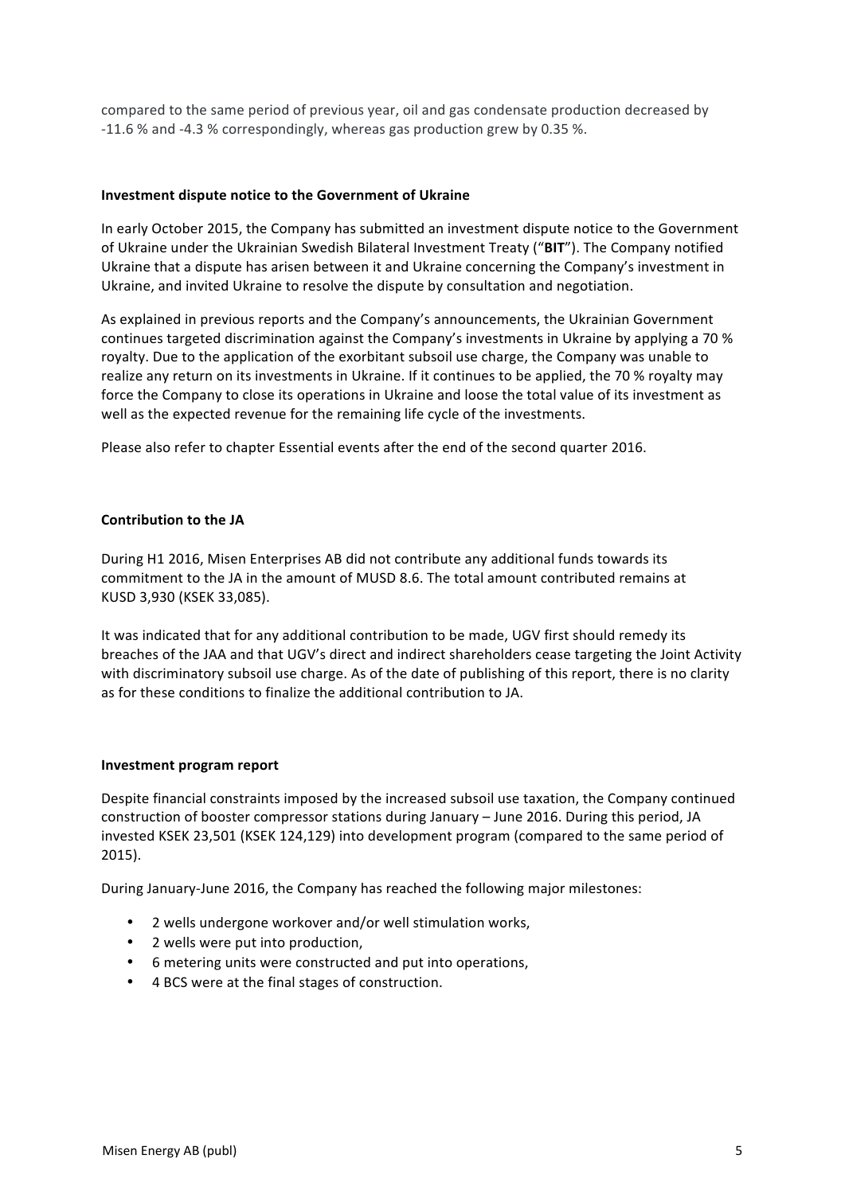compared to the same period of previous year, oil and gas condensate production decreased by -11.6 % and -4.3 % correspondingly, whereas gas production grew by 0.35 %.

**Investment dispute notice to the Government of Ukraine**

In early October 2015, the Company has submitted an investment dispute notice to the Government of Ukraine under the Ukrainian Swedish Bilateral Investment Treaty ("**BIT**"). The Company notified Ukraine that a dispute has arisen between it and Ukraine concerning the Company's investment in Ukraine, and invited Ukraine to resolve the dispute by consultation and negotiation.

As explained in previous reports and the Company's announcements, the Ukrainian Government continues targeted discrimination against the Company's investments in Ukraine by applying a 70 % royalty. Due to the application of the exorbitant subsoil use charge, the Company was unable to realize any return on its investments in Ukraine. If it continues to be applied, the 70 % royalty may force the Company to close its operations in Ukraine and loose the total value of its investment as well as the expected revenue for the remaining life cycle of the investments.

Please also refer to chapter Essential events after the end of the second quarter 2016.

**Contribution to the JA**

During H1 2016, Misen Enterprises AB did not contribute any additional funds towards its commitment to the JA in the amount of MUSD 8.6. The total amount contributed remains at KUSD 3,930 (KSEK 33,085).

It was indicated that for any additional contribution to be made, UGV first should remedy its breaches of the JAA and that UGV's direct and indirect shareholders cease targeting the Joint Activity with discriminatory subsoil use charge. As of the date of publishing of this report, there is no clarity as for these conditions to finalize the additional contribution to JA.

**Investment program report**

Despite financial constraints imposed by the increased subsoil use taxation, the Company continued construction of booster compressor stations during January – June 2016. During this period, JA invested KSEK 23,501 (KSEK 124,129) into development program (compared to the same period of 2015).

During January-June 2016, the Company has reached the following major milestones:

- 2 wells undergone workover and/or well stimulation works,
- 2 wells were put into production,
- 6 metering units were constructed and put into operations,
- 4 BCS were at the final stages of construction.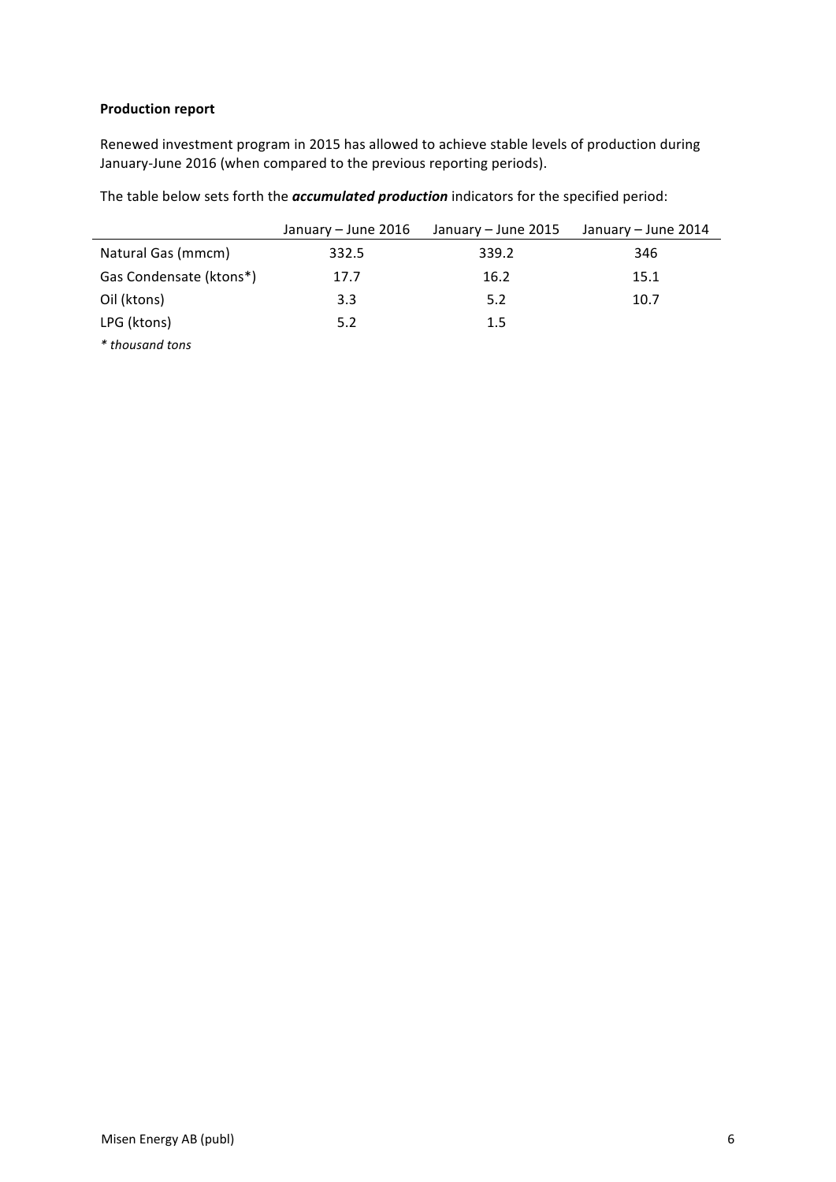**Production report**

Renewed investment program in 2015 has allowed to achieve stable levels of production during January-June 2016 (when compared to the previous reporting periods).

The table below sets forth the ***accumulated production*** indicators for the specified period:

| | January – June 2016 | January – June 2015 | January – June 2014 |
|---|---|---|---|
| Natural Gas (mmcm) | 332.5 | 339.2 | 346 |
| Gas Condensate (ktons*) | 17.7 | 16.2 | 15.1 |
| Oil (ktons) | 3.3 | 5.2 | 10.7 |
| LPG (ktons) | 5.2 | 1.5 | |

*\* thousand tons*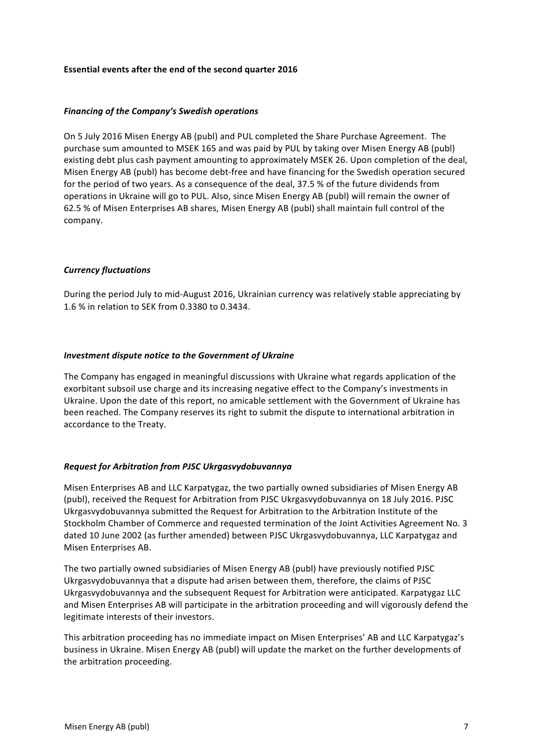**Essential events after the end of the second quarter 2016**

***Financing of the Company's Swedish operations***

On 5 July 2016 Misen Energy AB (publ) and PUL completed the Share Purchase Agreement. The purchase sum amounted to MSEK 165 and was paid by PUL by taking over Misen Energy AB (publ) existing debt plus cash payment amounting to approximately MSEK 26. Upon completion of the deal, Misen Energy AB (publ) has become debt-free and have financing for the Swedish operation secured for the period of two years. As a consequence of the deal, 37.5 % of the future dividends from operations in Ukraine will go to PUL. Also, since Misen Energy AB (publ) will remain the owner of 62.5 % of Misen Enterprises AB shares, Misen Energy AB (publ) shall maintain full control of the company.

***Currency fluctuations***

During the period July to mid-August 2016, Ukrainian currency was relatively stable appreciating by 1.6 % in relation to SEK from 0.3380 to 0.3434.

***Investment dispute notice to the Government of Ukraine***

The Company has engaged in meaningful discussions with Ukraine what regards application of the exorbitant subsoil use charge and its increasing negative effect to the Company's investments in Ukraine. Upon the date of this report, no amicable settlement with the Government of Ukraine has been reached. The Company reserves its right to submit the dispute to international arbitration in accordance to the Treaty.

***Request for Arbitration from PJSC Ukrgasvydobuvannya***

Misen Enterprises AB and LLC Karpatygaz, the two partially owned subsidiaries of Misen Energy AB (publ), received the Request for Arbitration from PJSC Ukrgasvydobuvannya on 18 July 2016. PJSC Ukrgasvydobuvannya submitted the Request for Arbitration to the Arbitration Institute of the Stockholm Chamber of Commerce and requested termination of the Joint Activities Agreement No. 3 dated 10 June 2002 (as further amended) between PJSC Ukrgasvydobuvannya, LLC Karpatygaz and Misen Enterprises AB.

The two partially owned subsidiaries of Misen Energy AB (publ) have previously notified PJSC Ukrgasvydobuvannya that a dispute had arisen between them, therefore, the claims of PJSC Ukrgasvydobuvannya and the subsequent Request for Arbitration were anticipated. Karpatygaz LLC and Misen Enterprises AB will participate in the arbitration proceeding and will vigorously defend the legitimate interests of their investors.

This arbitration proceeding has no immediate impact on Misen Enterprises' AB and LLC Karpatygaz's business in Ukraine. Misen Energy AB (publ) will update the market on the further developments of the arbitration proceeding.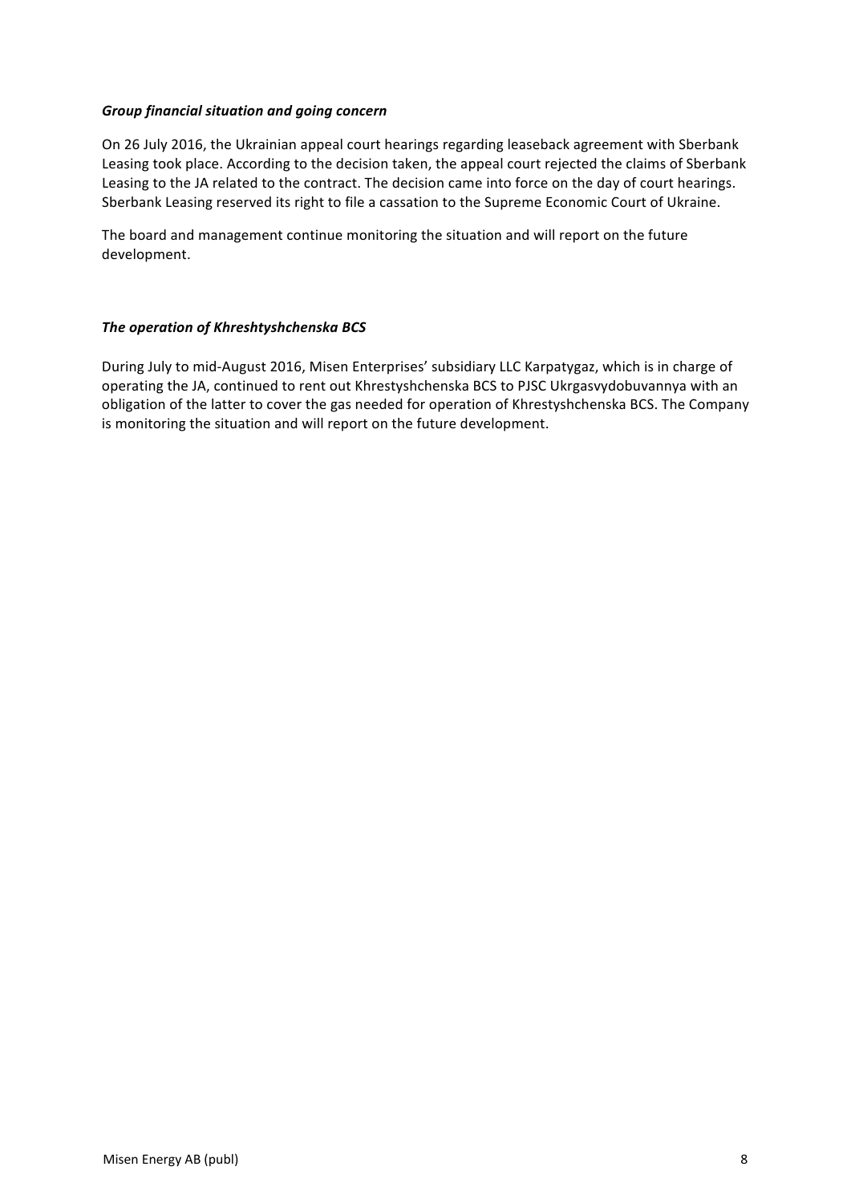***Group financial situation and going concern***

On 26 July 2016, the Ukrainian appeal court hearings regarding leaseback agreement with Sberbank Leasing took place. According to the decision taken, the appeal court rejected the claims of Sberbank Leasing to the JA related to the contract. The decision came into force on the day of court hearings. Sberbank Leasing reserved its right to file a cassation to the Supreme Economic Court of Ukraine.

The board and management continue monitoring the situation and will report on the future development.

***The operation of Khreshtyshchenska BCS***

During July to mid-August 2016, Misen Enterprises' subsidiary LLC Karpatygaz, which is in charge of operating the JA, continued to rent out Khrestyshchenska BCS to PJSC Ukrgasvydobuvannya with an obligation of the latter to cover the gas needed for operation of Khrestyshchenska BCS. The Company is monitoring the situation and will report on the future development.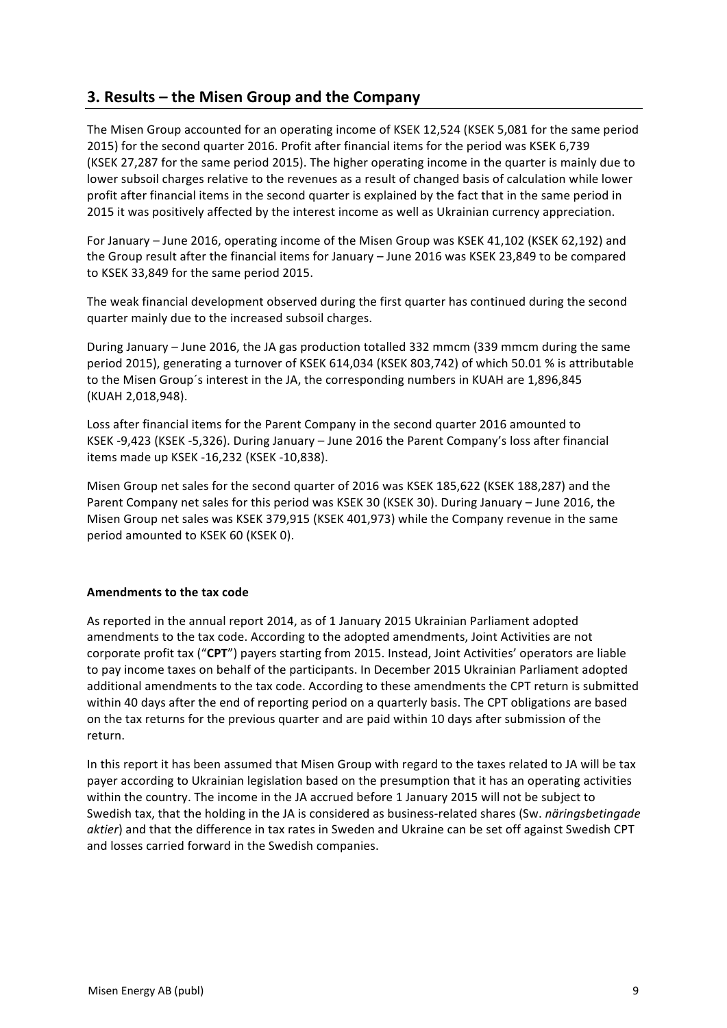## 3. Results – the Misen Group and the Company

The Misen Group accounted for an operating income of KSEK 12,524 (KSEK 5,081 for the same period 2015) for the second quarter 2016. Profit after financial items for the period was KSEK 6,739 (KSEK 27,287 for the same period 2015). The higher operating income in the quarter is mainly due to lower subsoil charges relative to the revenues as a result of changed basis of calculation while lower profit after financial items in the second quarter is explained by the fact that in the same period in 2015 it was positively affected by the interest income as well as Ukrainian currency appreciation.

For January – June 2016, operating income of the Misen Group was KSEK 41,102 (KSEK 62,192) and the Group result after the financial items for January – June 2016 was KSEK 23,849 to be compared to KSEK 33,849 for the same period 2015.

The weak financial development observed during the first quarter has continued during the second quarter mainly due to the increased subsoil charges.

During January – June 2016, the JA gas production totalled 332 mmcm (339 mmcm during the same period 2015), generating a turnover of KSEK 614,034 (KSEK 803,742) of which 50.01 % is attributable to the Misen Group´s interest in the JA, the corresponding numbers in KUAH are 1,896,845 (KUAH 2,018,948).

Loss after financial items for the Parent Company in the second quarter 2016 amounted to KSEK -9,423 (KSEK -5,326). During January – June 2016 the Parent Company's loss after financial items made up KSEK -16,232 (KSEK -10,838).

Misen Group net sales for the second quarter of 2016 was KSEK 185,622 (KSEK 188,287) and the Parent Company net sales for this period was KSEK 30 (KSEK 30). During January – June 2016, the Misen Group net sales was KSEK 379,915 (KSEK 401,973) while the Company revenue in the same period amounted to KSEK 60 (KSEK 0).

**Amendments to the tax code**

As reported in the annual report 2014, as of 1 January 2015 Ukrainian Parliament adopted amendments to the tax code. According to the adopted amendments, Joint Activities are not corporate profit tax ("**CPT**") payers starting from 2015. Instead, Joint Activities' operators are liable to pay income taxes on behalf of the participants. In December 2015 Ukrainian Parliament adopted additional amendments to the tax code. According to these amendments the CPT return is submitted within 40 days after the end of reporting period on a quarterly basis. The CPT obligations are based on the tax returns for the previous quarter and are paid within 10 days after submission of the return.

In this report it has been assumed that Misen Group with regard to the taxes related to JA will be tax payer according to Ukrainian legislation based on the presumption that it has an operating activities within the country. The income in the JA accrued before 1 January 2015 will not be subject to Swedish tax, that the holding in the JA is considered as business-related shares (Sw. *näringsbetingade aktier*) and that the difference in tax rates in Sweden and Ukraine can be set off against Swedish CPT and losses carried forward in the Swedish companies.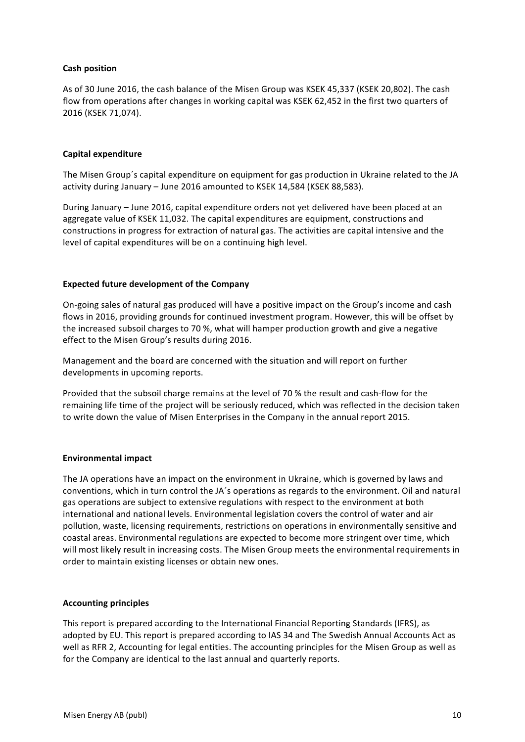**Cash position**

As of 30 June 2016, the cash balance of the Misen Group was KSEK 45,337 (KSEK 20,802). The cash flow from operations after changes in working capital was KSEK 62,452 in the first two quarters of 2016 (KSEK 71,074).

**Capital expenditure**

The Misen Group´s capital expenditure on equipment for gas production in Ukraine related to the JA activity during January – June 2016 amounted to KSEK 14,584 (KSEK 88,583).

During January – June 2016, capital expenditure orders not yet delivered have been placed at an aggregate value of KSEK 11,032. The capital expenditures are equipment, constructions and constructions in progress for extraction of natural gas. The activities are capital intensive and the level of capital expenditures will be on a continuing high level.

**Expected future development of the Company**

On-going sales of natural gas produced will have a positive impact on the Group's income and cash flows in 2016, providing grounds for continued investment program. However, this will be offset by the increased subsoil charges to 70 %, what will hamper production growth and give a negative effect to the Misen Group's results during 2016.

Management and the board are concerned with the situation and will report on further developments in upcoming reports.

Provided that the subsoil charge remains at the level of 70 % the result and cash-flow for the remaining life time of the project will be seriously reduced, which was reflected in the decision taken to write down the value of Misen Enterprises in the Company in the annual report 2015.

**Environmental impact**

The JA operations have an impact on the environment in Ukraine, which is governed by laws and conventions, which in turn control the JA´s operations as regards to the environment. Oil and natural gas operations are subject to extensive regulations with respect to the environment at both international and national levels. Environmental legislation covers the control of water and air pollution, waste, licensing requirements, restrictions on operations in environmentally sensitive and coastal areas. Environmental regulations are expected to become more stringent over time, which will most likely result in increasing costs. The Misen Group meets the environmental requirements in order to maintain existing licenses or obtain new ones.

**Accounting principles**

This report is prepared according to the International Financial Reporting Standards (IFRS), as adopted by EU. This report is prepared according to IAS 34 and The Swedish Annual Accounts Act as well as RFR 2, Accounting for legal entities. The accounting principles for the Misen Group as well as for the Company are identical to the last annual and quarterly reports.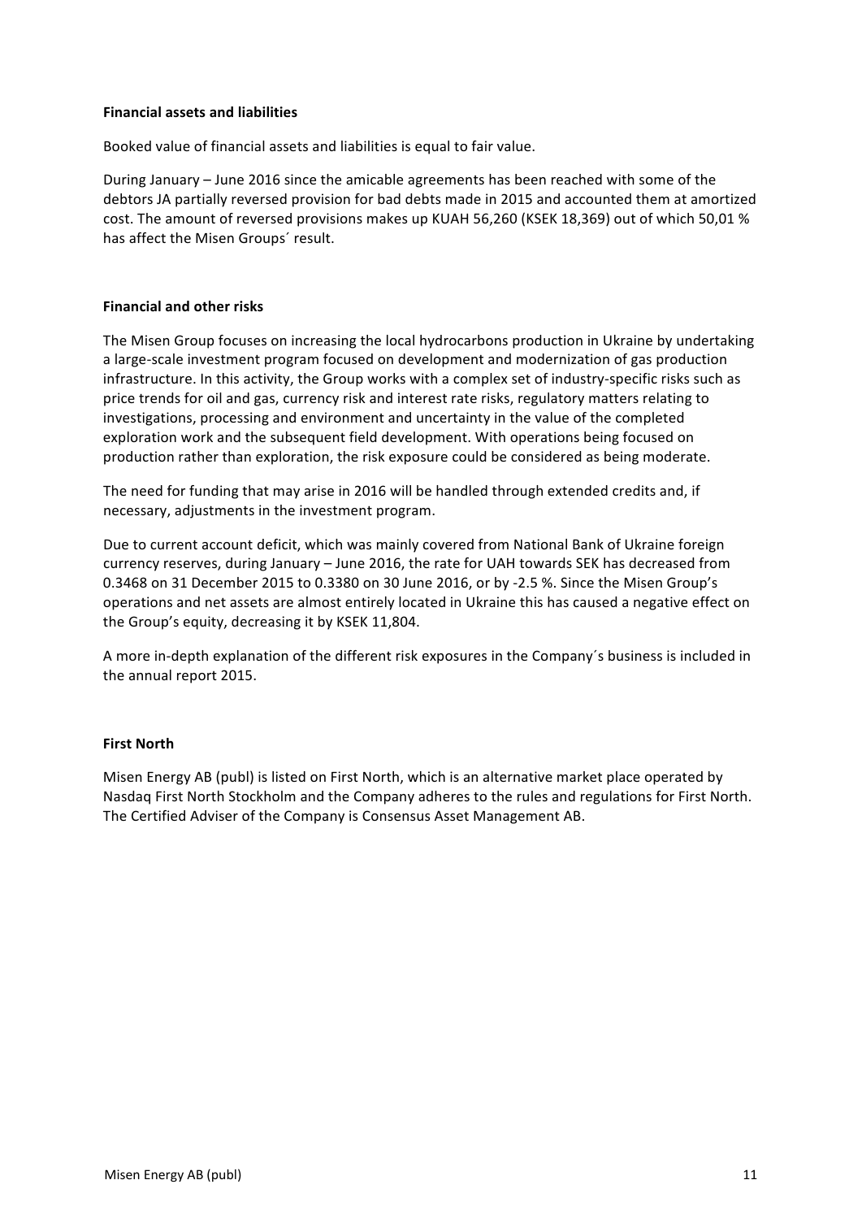**Financial assets and liabilities**

Booked value of financial assets and liabilities is equal to fair value.

During January – June 2016 since the amicable agreements has been reached with some of the debtors JA partially reversed provision for bad debts made in 2015 and accounted them at amortized cost. The amount of reversed provisions makes up KUAH 56,260 (KSEK 18,369) out of which 50,01 % has affect the Misen Groups´ result.

**Financial and other risks**

The Misen Group focuses on increasing the local hydrocarbons production in Ukraine by undertaking a large-scale investment program focused on development and modernization of gas production infrastructure. In this activity, the Group works with a complex set of industry-specific risks such as price trends for oil and gas, currency risk and interest rate risks, regulatory matters relating to investigations, processing and environment and uncertainty in the value of the completed exploration work and the subsequent field development. With operations being focused on production rather than exploration, the risk exposure could be considered as being moderate.

The need for funding that may arise in 2016 will be handled through extended credits and, if necessary, adjustments in the investment program.

Due to current account deficit, which was mainly covered from National Bank of Ukraine foreign currency reserves, during January – June 2016, the rate for UAH towards SEK has decreased from 0.3468 on 31 December 2015 to 0.3380 on 30 June 2016, or by -2.5 %. Since the Misen Group's operations and net assets are almost entirely located in Ukraine this has caused a negative effect on the Group's equity, decreasing it by KSEK 11,804.

A more in-depth explanation of the different risk exposures in the Company´s business is included in the annual report 2015.

**First North**

Misen Energy AB (publ) is listed on First North, which is an alternative market place operated by Nasdaq First North Stockholm and the Company adheres to the rules and regulations for First North. The Certified Adviser of the Company is Consensus Asset Management AB.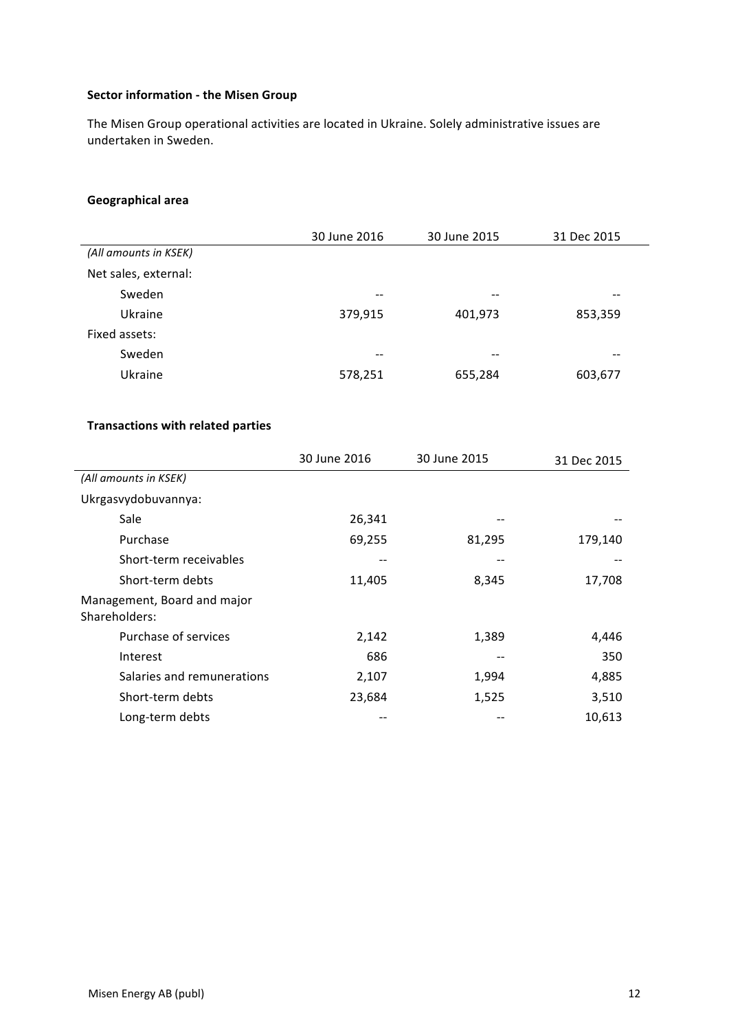**Sector information - the Misen Group**

The Misen Group operational activities are located in Ukraine. Solely administrative issues are undertaken in Sweden.

**Geographical area**

| | 30 June 2016 | 30 June 2015 | 31 Dec 2015 |
|---|---|---|---|
| *(All amounts in KSEK)* | | | |
| Net sales, external: | | | |
| Sweden | -- | -- | -- |
| Ukraine | 379,915 | 401,973 | 853,359 |
| Fixed assets: | | | |
| Sweden | -- | -- | -- |
| Ukraine | 578,251 | 655,284 | 603,677 |

**Transactions with related parties**

| | 30 June 2016 | 30 June 2015 | 31 Dec 2015 |
|---|---|---|---|
| *(All amounts in KSEK)* | | | |
| Ukrgasvydobuvannya: | | | |
| Sale | 26,341 | -- | -- |
| Purchase | 69,255 | 81,295 | 179,140 |
| Short-term receivables | -- | -- | -- |
| Short-term debts | 11,405 | 8,345 | 17,708 |
| Management, Board and major Shareholders: | | | |
| Purchase of services | 2,142 | 1,389 | 4,446 |
| Interest | 686 | -- | 350 |
| Salaries and remunerations | 2,107 | 1,994 | 4,885 |
| Short-term debts | 23,684 | 1,525 | 3,510 |
| Long-term debts | -- | -- | 10,613 |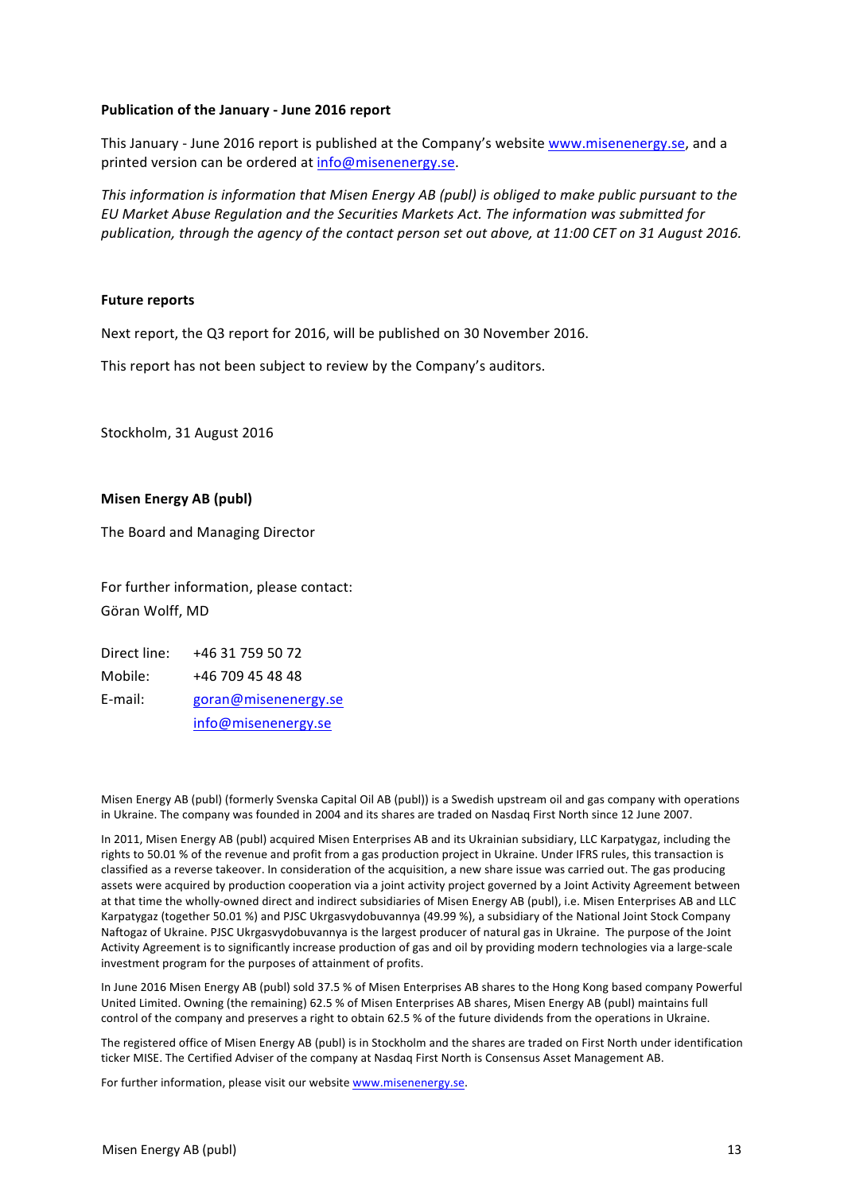**Publication of the January - June 2016 report**

This January - June 2016 report is published at the Company's website www.misenenergy.se, and a printed version can be ordered at info@misenenergy.se.

*This information is information that Misen Energy AB (publ) is obliged to make public pursuant to the EU Market Abuse Regulation and the Securities Markets Act. The information was submitted for publication, through the agency of the contact person set out above, at 11:00 CET on 31 August 2016.*

**Future reports**

Next report, the Q3 report for 2016, will be published on 30 November 2016.

This report has not been subject to review by the Company's auditors.

Stockholm, 31 August 2016

**Misen Energy AB (publ)**

The Board and Managing Director

For further information, please contact:
Göran Wolff, MD

| | |
|---|---|
| Direct line: | +46 31 759 50 72 |
| Mobile: | +46 709 45 48 48 |
| E-mail: | goran@misenenergy.se |
| | info@misenenergy.se |

Misen Energy AB (publ) (formerly Svenska Capital Oil AB (publ)) is a Swedish upstream oil and gas company with operations in Ukraine. The company was founded in 2004 and its shares are traded on Nasdaq First North since 12 June 2007.

In 2011, Misen Energy AB (publ) acquired Misen Enterprises AB and its Ukrainian subsidiary, LLC Karpatygaz, including the rights to 50.01 % of the revenue and profit from a gas production project in Ukraine. Under IFRS rules, this transaction is classified as a reverse takeover. In consideration of the acquisition, a new share issue was carried out. The gas producing assets were acquired by production cooperation via a joint activity project governed by a Joint Activity Agreement between at that time the wholly-owned direct and indirect subsidiaries of Misen Energy AB (publ), i.e. Misen Enterprises AB and LLC Karpatygaz (together 50.01 %) and PJSC Ukrgasvydobuvannya (49.99 %), a subsidiary of the National Joint Stock Company Naftogaz of Ukraine. PJSC Ukrgasvydobuvannya is the largest producer of natural gas in Ukraine. The purpose of the Joint Activity Agreement is to significantly increase production of gas and oil by providing modern technologies via a large-scale investment program for the purposes of attainment of profits.

In June 2016 Misen Energy AB (publ) sold 37.5 % of Misen Enterprises AB shares to the Hong Kong based company Powerful United Limited. Owning (the remaining) 62.5 % of Misen Enterprises AB shares, Misen Energy AB (publ) maintains full control of the company and preserves a right to obtain 62.5 % of the future dividends from the operations in Ukraine.

The registered office of Misen Energy AB (publ) is in Stockholm and the shares are traded on First North under identification ticker MISE. The Certified Adviser of the company at Nasdaq First North is Consensus Asset Management AB.

For further information, please visit our website www.misenenergy.se.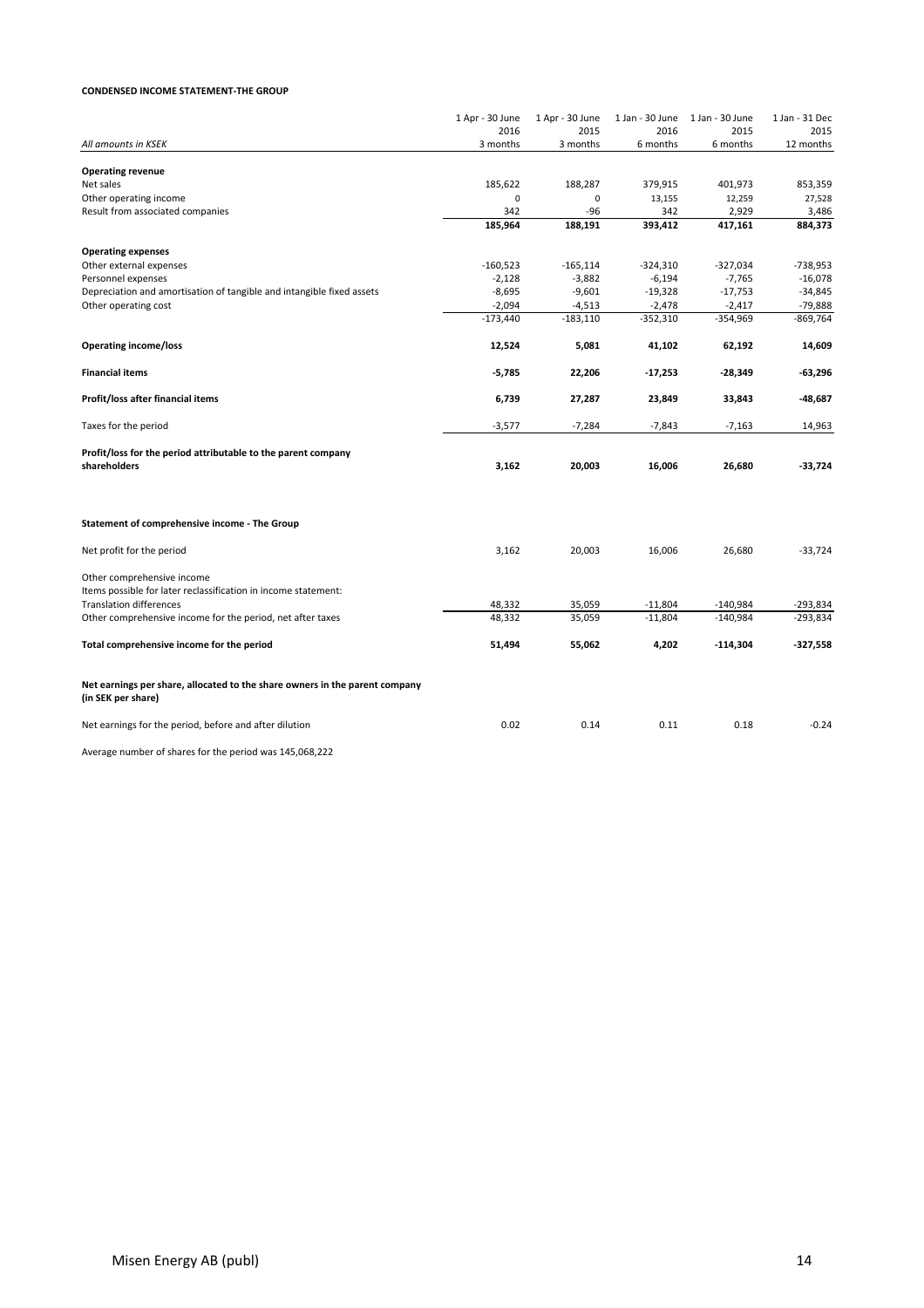**CONDENSED INCOME STATEMENT-THE GROUP**

| *All amounts in KSEK* | 1 Apr - 30 June 2016 3 months | 1 Apr - 30 June 2015 3 months | 1 Jan - 30 June 2016 6 months | 1 Jan - 30 June 2015 6 months | 1 Jan - 31 Dec 2015 12 months |
|---|---|---|---|---|---|
| **Operating revenue** | | | | | |
| Net sales | 185,622 | 188,287 | 379,915 | 401,973 | 853,359 |
| Other operating income | 0 | 0 | 13,155 | 12,259 | 27,528 |
| Result from associated companies | 342 | -96 | 342 | 2,929 | 3,486 |
| | **185,964** | **188,191** | **393,412** | **417,161** | **884,373** |
| **Operating expenses** | | | | | |
| Other external expenses | -160,523 | -165,114 | -324,310 | -327,034 | -738,953 |
| Personnel expenses | -2,128 | -3,882 | -6,194 | -7,765 | -16,078 |
| Depreciation and amortisation of tangible and intangible fixed assets | -8,695 | -9,601 | -19,328 | -17,753 | -34,845 |
| Other operating cost | -2,094 | -4,513 | -2,478 | -2,417 | -79,888 |
| | -173,440 | -183,110 | -352,310 | -354,969 | -869,764 |
| **Operating income/loss** | **12,524** | **5,081** | **41,102** | **62,192** | **14,609** |
| **Financial items** | **-5,785** | **22,206** | **-17,253** | **-28,349** | **-63,296** |
| **Profit/loss after financial items** | **6,739** | **27,287** | **23,849** | **33,843** | **-48,687** |
| Taxes for the period | -3,577 | -7,284 | -7,843 | -7,163 | 14,963 |
| **Profit/loss for the period attributable to the parent company shareholders** | **3,162** | **20,003** | **16,006** | **26,680** | **-33,724** |

**Statement of comprehensive income - The Group**

| | 1 Apr - 30 June 2016 | 1 Apr - 30 June 2015 | 1 Jan - 30 June 2016 | 1 Jan - 30 June 2015 | 1 Jan - 31 Dec 2015 |
|---|---|---|---|---|---|
| Net profit for the period | 3,162 | 20,003 | 16,006 | 26,680 | -33,724 |
| Other comprehensive income | | | | | |
| Items possible for later reclassification in income statement: | | | | | |
| Translation differences | 48,332 | 35,059 | -11,804 | -140,984 | -293,834 |
| Other comprehensive income for the period, net after taxes | 48,332 | 35,059 | -11,804 | -140,984 | -293,834 |
| **Total comprehensive income for the period** | **51,494** | **55,062** | **4,202** | **-114,304** | **-327,558** |
| **Net earnings per share, allocated to the share owners in the parent company (in SEK per share)** | | | | | |
| Net earnings for the period, before and after dilution | 0.02 | 0.14 | 0.11 | 0.18 | -0.24 |

Average number of shares for the period was 145,068,222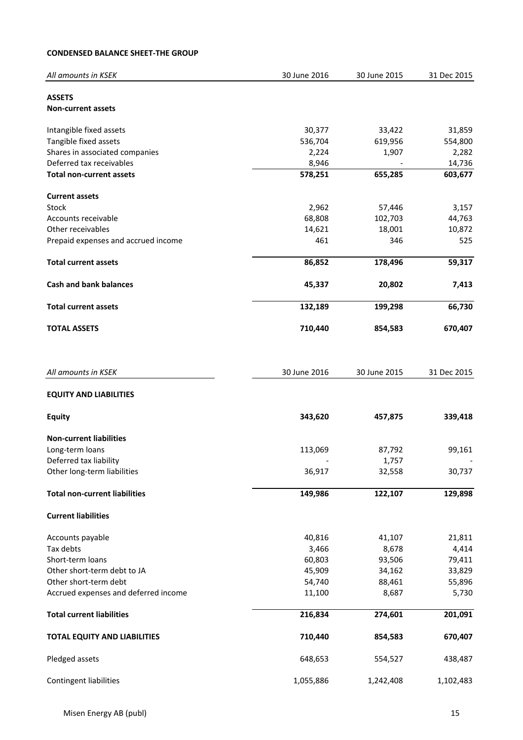**CONDENSED BALANCE SHEET-THE GROUP**

| *All amounts in KSEK* | 30 June 2016 | 30 June 2015 | 31 Dec 2015 |
|---|---|---|---|
| **ASSETS** | | | |
| **Non-current assets** | | | |
| Intangible fixed assets | 30,377 | 33,422 | 31,859 |
| Tangible fixed assets | 536,704 | 619,956 | 554,800 |
| Shares in associated companies | 2,224 | 1,907 | 2,282 |
| Deferred tax receivables | 8,946 | - | 14,736 |
| **Total non-current assets** | **578,251** | **655,285** | **603,677** |
| **Current assets** | | | |
| Stock | 2,962 | 57,446 | 3,157 |
| Accounts receivable | 68,808 | 102,703 | 44,763 |
| Other receivables | 14,621 | 18,001 | 10,872 |
| Prepaid expenses and accrued income | 461 | 346 | 525 |
| **Total current assets** | **86,852** | **178,496** | **59,317** |
| **Cash and bank balances** | **45,337** | **20,802** | **7,413** |
| **Total current assets** | **132,189** | **199,298** | **66,730** |
| **TOTAL ASSETS** | **710,440** | **854,583** | **670,407** |

| *All amounts in KSEK* | 30 June 2016 | 30 June 2015 | 31 Dec 2015 |
|---|---|---|---|
| **EQUITY AND LIABILITIES** | | | |
| **Equity** | **343,620** | **457,875** | **339,418** |
| **Non-current liabilities** | | | |
| Long-term loans | 113,069 | 87,792 | 99,161 |
| Deferred tax liability | - | 1,757 | - |
| Other long-term liabilities | 36,917 | 32,558 | 30,737 |
| **Total non-current liabilities** | **149,986** | **122,107** | **129,898** |
| **Current liabilities** | | | |
| Accounts payable | 40,816 | 41,107 | 21,811 |
| Tax debts | 3,466 | 8,678 | 4,414 |
| Short-term loans | 60,803 | 93,506 | 79,411 |
| Other short-term debt to JA | 45,909 | 34,162 | 33,829 |
| Other short-term debt | 54,740 | 88,461 | 55,896 |
| Accrued expenses and deferred income | 11,100 | 8,687 | 5,730 |
| **Total current liabilities** | **216,834** | **274,601** | **201,091** |
| **TOTAL EQUITY AND LIABILITIES** | **710,440** | **854,583** | **670,407** |
| Pledged assets | 648,653 | 554,527 | 438,487 |
| Contingent liabilities | 1,055,886 | 1,242,408 | 1,102,483 |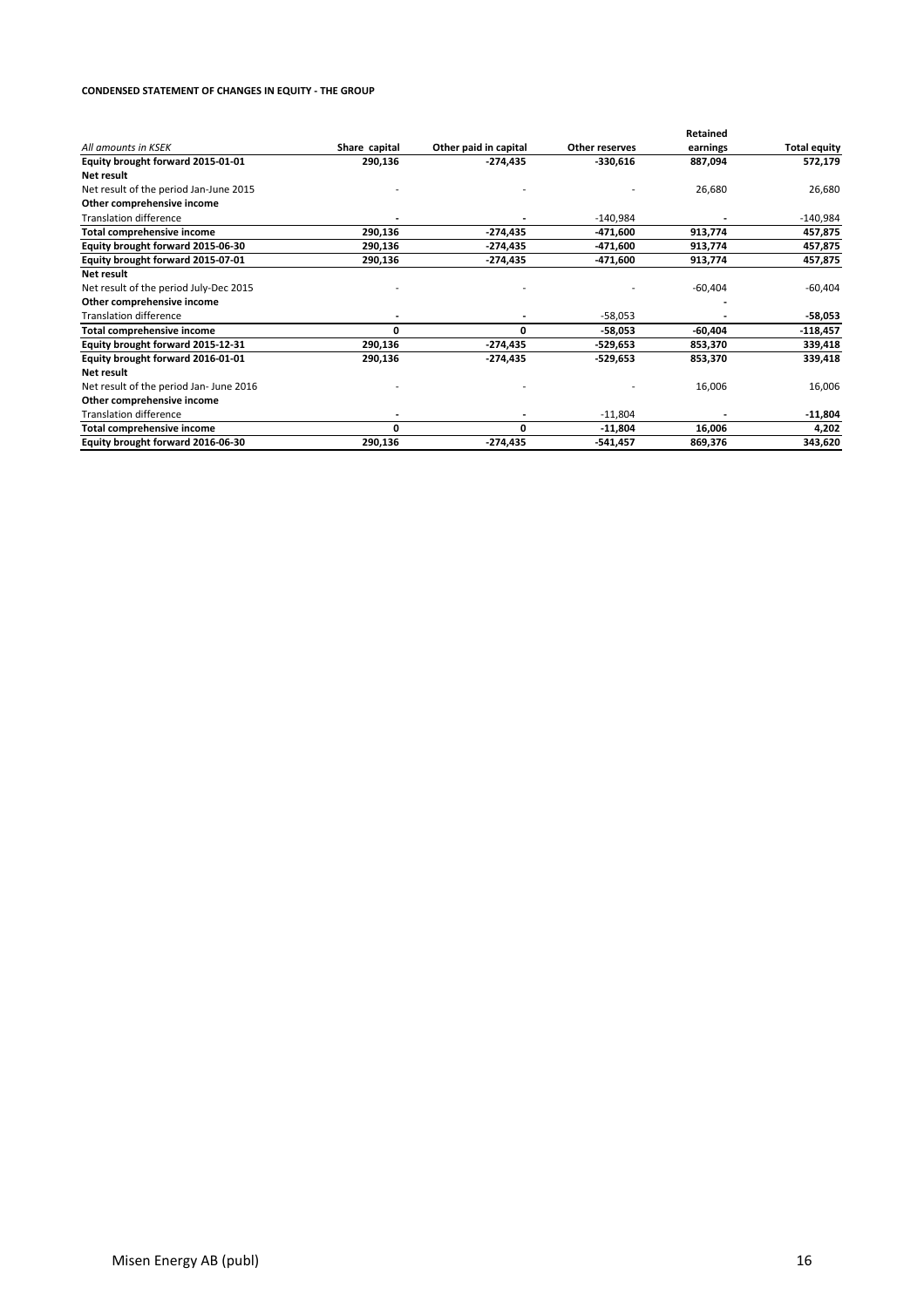**CONDENSED STATEMENT OF CHANGES IN EQUITY - THE GROUP**

| *All amounts in KSEK* | Share capital | Other paid in capital | Other reserves | Retained earnings | Total equity |
|---|---|---|---|---|---|
| **Equity brought forward 2015-01-01** | **290,136** | **-274,435** | **-330,616** | **887,094** | **572,179** |
| **Net result** | | | | | |
| Net result of the period Jan-June 2015 | - | - | - | 26,680 | 26,680 |
| **Other comprehensive income** | | | | | |
| Translation difference | - | - | -140,984 | - | -140,984 |
| **Total comprehensive income** | **290,136** | **-274,435** | **-471,600** | **913,774** | **457,875** |
| **Equity brought forward 2015-06-30** | **290,136** | **-274,435** | **-471,600** | **913,774** | **457,875** |
| **Equity brought forward 2015-07-01** | **290,136** | **-274,435** | **-471,600** | **913,774** | **457,875** |
| **Net result** | | | | | |
| Net result of the period July-Dec 2015 | - | - | - | -60,404 | -60,404 |
| **Other comprehensive income** | | | | - | |
| Translation difference | - | - | -58,053 | - | **-58,053** |
| **Total comprehensive income** | **0** | **0** | **-58,053** | **-60,404** | **-118,457** |
| **Equity brought forward 2015-12-31** | **290,136** | **-274,435** | **-529,653** | **853,370** | **339,418** |
| **Equity brought forward 2016-01-01** | **290,136** | **-274,435** | **-529,653** | **853,370** | **339,418** |
| **Net result** | | | | | |
| Net result of the period Jan- June 2016 | - | - | - | 16,006 | 16,006 |
| **Other comprehensive income** | | | | | |
| Translation difference | - | - | -11,804 | - | **-11,804** |
| **Total comprehensive income** | **0** | **0** | **-11,804** | **16,006** | **4,202** |
| **Equity brought forward 2016-06-30** | **290,136** | **-274,435** | **-541,457** | **869,376** | **343,620** |

Misen Energy AB (publ)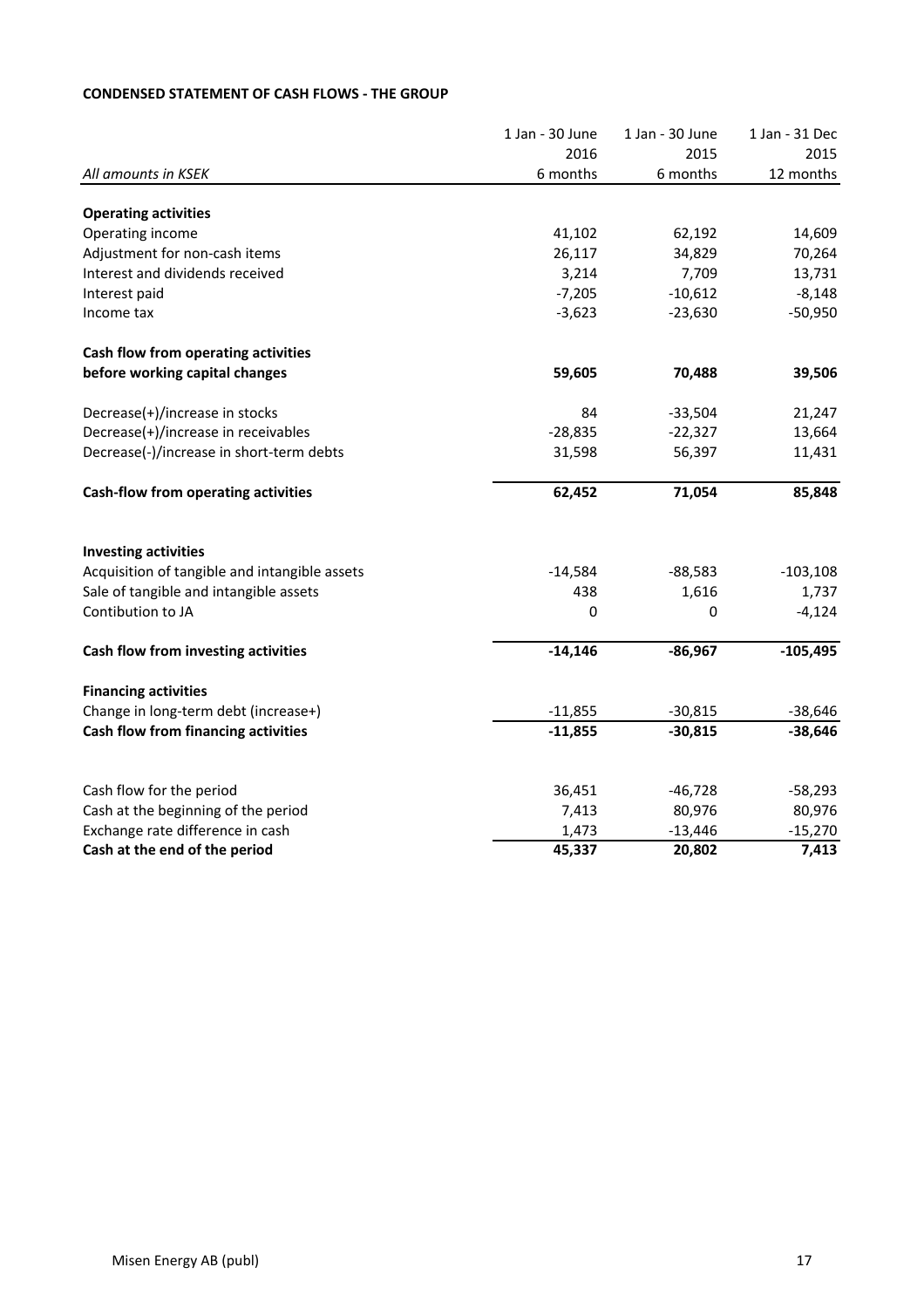**CONDENSED STATEMENT OF CASH FLOWS - THE GROUP**

| *All amounts in KSEK* | 1 Jan - 30 June 2016 6 months | 1 Jan - 30 June 2015 6 months | 1 Jan - 31 Dec 2015 12 months |
|---|---|---|---|
| **Operating activities** | | | |
| Operating income | 41,102 | 62,192 | 14,609 |
| Adjustment for non-cash items | 26,117 | 34,829 | 70,264 |
| Interest and dividends received | 3,214 | 7,709 | 13,731 |
| Interest paid | -7,205 | -10,612 | -8,148 |
| Income tax | -3,623 | -23,630 | -50,950 |
| **Cash flow from operating activities before working capital changes** | **59,605** | **70,488** | **39,506** |
| Decrease(+)/increase in stocks | 84 | -33,504 | 21,247 |
| Decrease(+)/increase in receivables | -28,835 | -22,327 | 13,664 |
| Decrease(-)/increase in short-term debts | 31,598 | 56,397 | 11,431 |
| **Cash-flow from operating activities** | **62,452** | **71,054** | **85,848** |
| **Investing activities** | | | |
| Acquisition of tangible and intangible assets | -14,584 | -88,583 | -103,108 |
| Sale of tangible and intangible assets | 438 | 1,616 | 1,737 |
| Contibution to JA | 0 | 0 | -4,124 |
| **Cash flow from investing activities** | **-14,146** | **-86,967** | **-105,495** |
| **Financing activities** | | | |
| Change in long-term debt (increase+) | -11,855 | -30,815 | -38,646 |
| **Cash flow from financing activities** | **-11,855** | **-30,815** | **-38,646** |
| Cash flow for the period | 36,451 | -46,728 | -58,293 |
| Cash at the beginning of the period | 7,413 | 80,976 | 80,976 |
| Exchange rate difference in cash | 1,473 | -13,446 | -15,270 |
| **Cash at the end of the period** | **45,337** | **20,802** | **7,413** |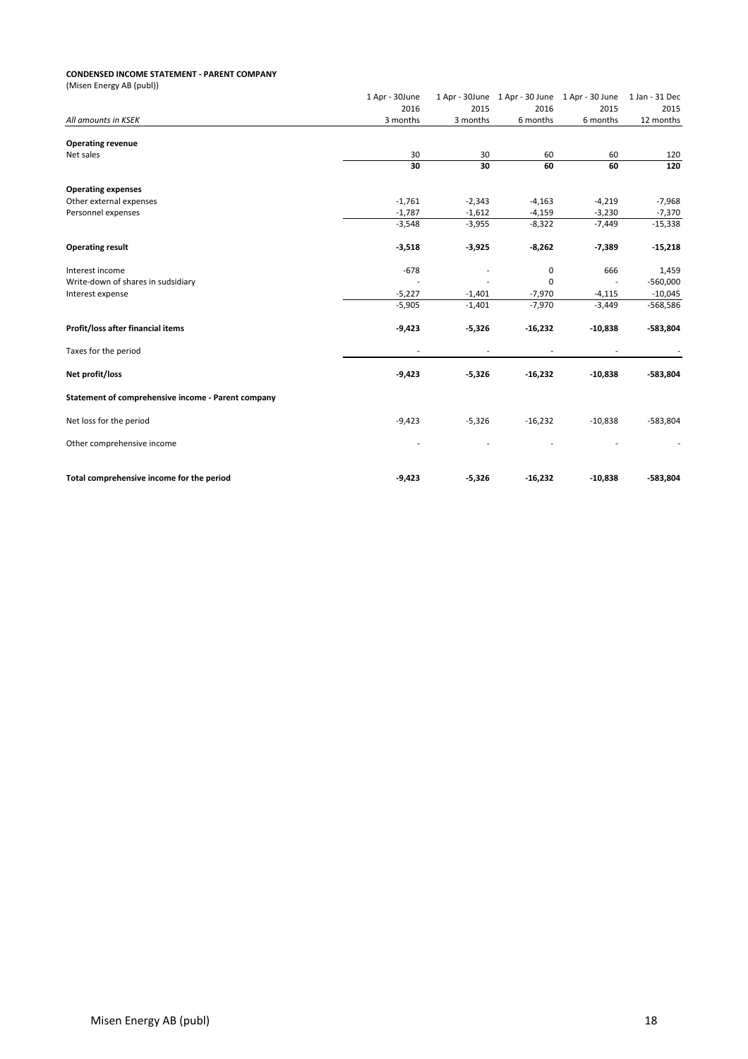**CONDENSED INCOME STATEMENT - PARENT COMPANY**

(Misen Energy AB (publ))

| *All amounts in KSEK* | 1 Apr - 30June 2016 3 months | 1 Apr - 30June 2015 3 months | 1 Apr - 30 June 2016 6 months | 1 Apr - 30 June 2015 6 months | 1 Jan - 31 Dec 2015 12 months |
|---|---|---|---|---|---|
| **Operating revenue** | | | | | |
| Net sales | 30 | 30 | 60 | 60 | 120 |
| | **30** | **30** | **60** | **60** | **120** |
| **Operating expenses** | | | | | |
| Other external expenses | -1,761 | -2,343 | -4,163 | -4,219 | -7,968 |
| Personnel expenses | -1,787 | -1,612 | -4,159 | -3,230 | -7,370 |
| | -3,548 | -3,955 | -8,322 | -7,449 | -15,338 |
| **Operating result** | **-3,518** | **-3,925** | **-8,262** | **-7,389** | **-15,218** |
| Interest income | -678 | - | 0 | 666 | 1,459 |
| Write-down of shares in sudsidiary | - | - | 0 | - | -560,000 |
| Interest expense | -5,227 | -1,401 | -7,970 | -4,115 | -10,045 |
| | -5,905 | -1,401 | -7,970 | -3,449 | -568,586 |
| **Profit/loss after financial items** | **-9,423** | **-5,326** | **-16,232** | **-10,838** | **-583,804** |
| Taxes for the period | - | - | - | - | - |
| **Net profit/loss** | **-9,423** | **-5,326** | **-16,232** | **-10,838** | **-583,804** |
| **Statement of comprehensive income - Parent company** | | | | | |
| Net loss for the period | -9,423 | -5,326 | -16,232 | -10,838 | -583,804 |
| Other comprehensive income | - | - | - | - | - |
| **Total comprehensive income for the period** | **-9,423** | **-5,326** | **-16,232** | **-10,838** | **-583,804** |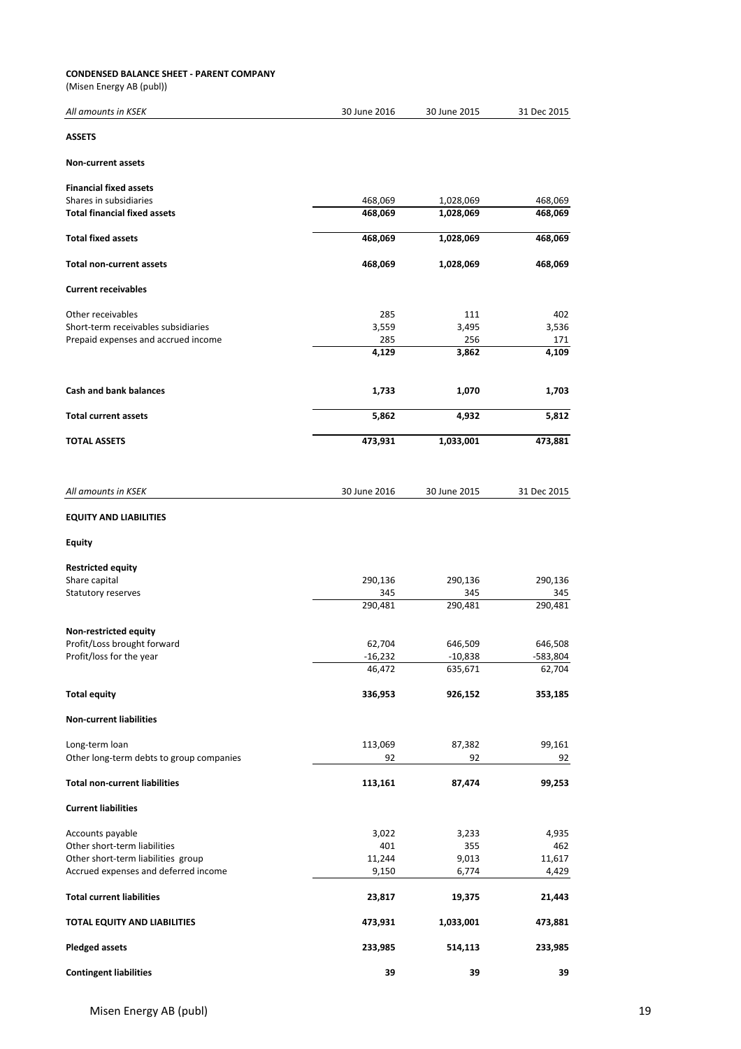**CONDENSED BALANCE SHEET - PARENT COMPANY**

(Misen Energy AB (publ))

| *All amounts in KSEK* | 30 June 2016 | 30 June 2015 | 31 Dec 2015 |
|---|---|---|---|
| **ASSETS** | | | |
| **Non-current assets** | | | |
| **Financial fixed assets** | | | |
| Shares in subsidiaries | 468,069 | 1,028,069 | 468,069 |
| **Total financial fixed assets** | **468,069** | **1,028,069** | **468,069** |
| **Total fixed assets** | **468,069** | **1,028,069** | **468,069** |
| **Total non-current assets** | **468,069** | **1,028,069** | **468,069** |
| **Current receivables** | | | |
| Other receivables | 285 | 111 | 402 |
| Short-term receivables subsidiaries | 3,559 | 3,495 | 3,536 |
| Prepaid expenses and accrued income | 285 | 256 | 171 |
| | **4,129** | **3,862** | **4,109** |
| **Cash and bank balances** | **1,733** | **1,070** | **1,703** |
| **Total current assets** | **5,862** | **4,932** | **5,812** |
| **TOTAL ASSETS** | **473,931** | **1,033,001** | **473,881** |

| *All amounts in KSEK* | 30 June 2016 | 30 June 2015 | 31 Dec 2015 |
|---|---|---|---|
| **EQUITY AND LIABILITIES** | | | |
| **Equity** | | | |
| **Restricted equity** | | | |
| Share capital | 290,136 | 290,136 | 290,136 |
| Statutory reserves | 345 | 345 | 345 |
| | 290,481 | 290,481 | 290,481 |
| **Non-restricted equity** | | | |
| Profit/Loss brought forward | 62,704 | 646,509 | 646,508 |
| Profit/loss for the year | -16,232 | -10,838 | -583,804 |
| | 46,472 | 635,671 | 62,704 |
| **Total equity** | **336,953** | **926,152** | **353,185** |
| **Non-current liabilities** | | | |
| Long-term loan | 113,069 | 87,382 | 99,161 |
| Other long-term debts to group companies | 92 | 92 | 92 |
| **Total non-current liabilities** | **113,161** | **87,474** | **99,253** |
| **Current liabilities** | | | |
| Accounts payable | 3,022 | 3,233 | 4,935 |
| Other short-term liabilities | 401 | 355 | 462 |
| Other short-term liabilities group | 11,244 | 9,013 | 11,617 |
| Accrued expenses and deferred income | 9,150 | 6,774 | 4,429 |
| **Total current liabilities** | **23,817** | **19,375** | **21,443** |
| **TOTAL EQUITY AND LIABILITIES** | **473,931** | **1,033,001** | **473,881** |
| **Pledged assets** | **233,985** | **514,113** | **233,985** |
| **Contingent liabilities** | **39** | **39** | **39** |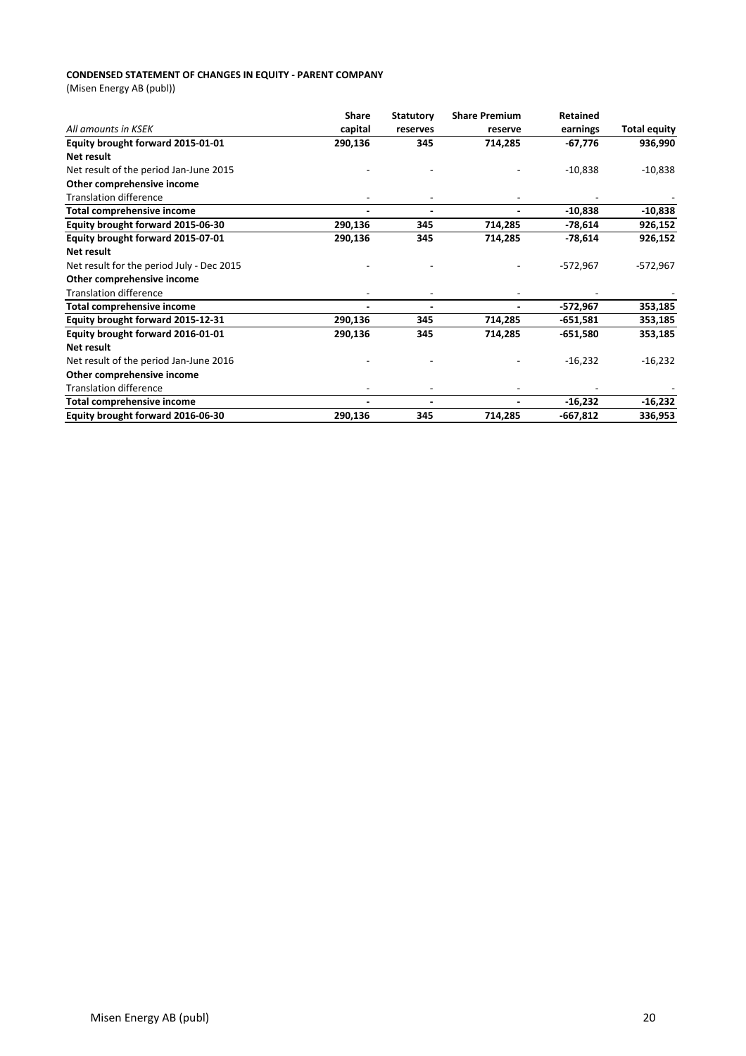**CONDENSED STATEMENT OF CHANGES IN EQUITY - PARENT COMPANY**

(Misen Energy AB (publ))

| *All amounts in KSEK* | Share capital | Statutory reserves | Share Premium reserve | Retained earnings | Total equity |
|---|---|---|---|---|---|
| **Equity brought forward 2015-01-01** | **290,136** | **345** | **714,285** | **-67,776** | **936,990** |
| **Net result** | | | | | |
| Net result of the period Jan-June 2015 | - | - | - | -10,838 | -10,838 |
| **Other comprehensive income** | | | | | |
| Translation difference | - | - | - | - | - |
| **Total comprehensive income** | **-** | **-** | **-** | **-10,838** | **-10,838** |
| **Equity brought forward 2015-06-30** | **290,136** | **345** | **714,285** | **-78,614** | **926,152** |
| **Equity brought forward 2015-07-01** | **290,136** | **345** | **714,285** | **-78,614** | **926,152** |
| **Net result** | | | | | |
| Net result for the period July - Dec 2015 | - | - | - | -572,967 | -572,967 |
| **Other comprehensive income** | | | | | |
| Translation difference | - | - | - | - | - |
| **Total comprehensive income** | **-** | **-** | **-** | **-572,967** | **353,185** |
| **Equity brought forward 2015-12-31** | **290,136** | **345** | **714,285** | **-651,581** | **353,185** |
| **Equity brought forward 2016-01-01** | **290,136** | **345** | **714,285** | **-651,580** | **353,185** |
| **Net result** | | | | | |
| Net result of the period Jan-June 2016 | - | - | - | -16,232 | -16,232 |
| **Other comprehensive income** | | | | | |
| Translation difference | - | - | - | - | - |
| **Total comprehensive income** | **-** | **-** | **-** | **-16,232** | **-16,232** |
| **Equity brought forward 2016-06-30** | **290,136** | **345** | **714,285** | **-667,812** | **336,953** |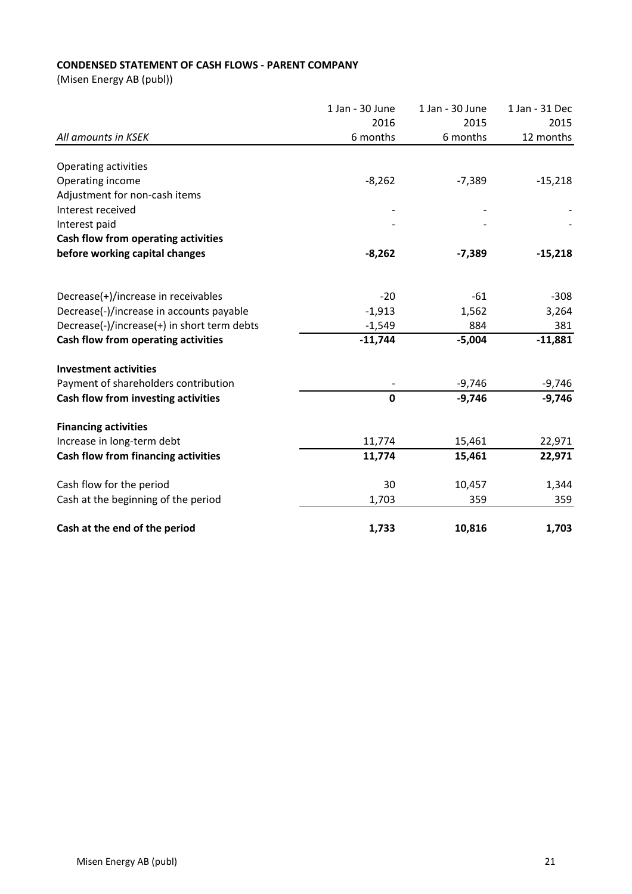**CONDENSED STATEMENT OF CASH FLOWS - PARENT COMPANY**

(Misen Energy AB (publ))

| *All amounts in KSEK* | 1 Jan - 30 June 2016 6 months | 1 Jan - 30 June 2015 6 months | 1 Jan - 31 Dec 2015 12 months |
|---|---|---|---|
| Operating activities | | | |
| Operating income | -8,262 | -7,389 | -15,218 |
| Adjustment for non-cash items | | | |
| Interest received | - | - | - |
| Interest paid | - | - | - |
| **Cash flow from operating activities before working capital changes** | **-8,262** | **-7,389** | **-15,218** |
| | | | |
| Decrease(+)/increase in receivables | -20 | -61 | -308 |
| Decrease(-)/increase in accounts payable | -1,913 | 1,562 | 3,264 |
| Decrease(-)/increase(+) in short term debts | -1,549 | 884 | 381 |
| **Cash flow from operating activities** | **-11,744** | **-5,004** | **-11,881** |
| | | | |
| **Investment activities** | | | |
| Payment of shareholders contribution | - | -9,746 | -9,746 |
| **Cash flow from investing activities** | **0** | **-9,746** | **-9,746** |
| | | | |
| **Financing activities** | | | |
| Increase in long-term debt | 11,774 | 15,461 | 22,971 |
| **Cash flow from financing activities** | **11,774** | **15,461** | **22,971** |
| | | | |
| Cash flow for the period | 30 | 10,457 | 1,344 |
| Cash at the beginning of the period | 1,703 | 359 | 359 |
| | | | |
| **Cash at the end of the period** | **1,733** | **10,816** | **1,703** |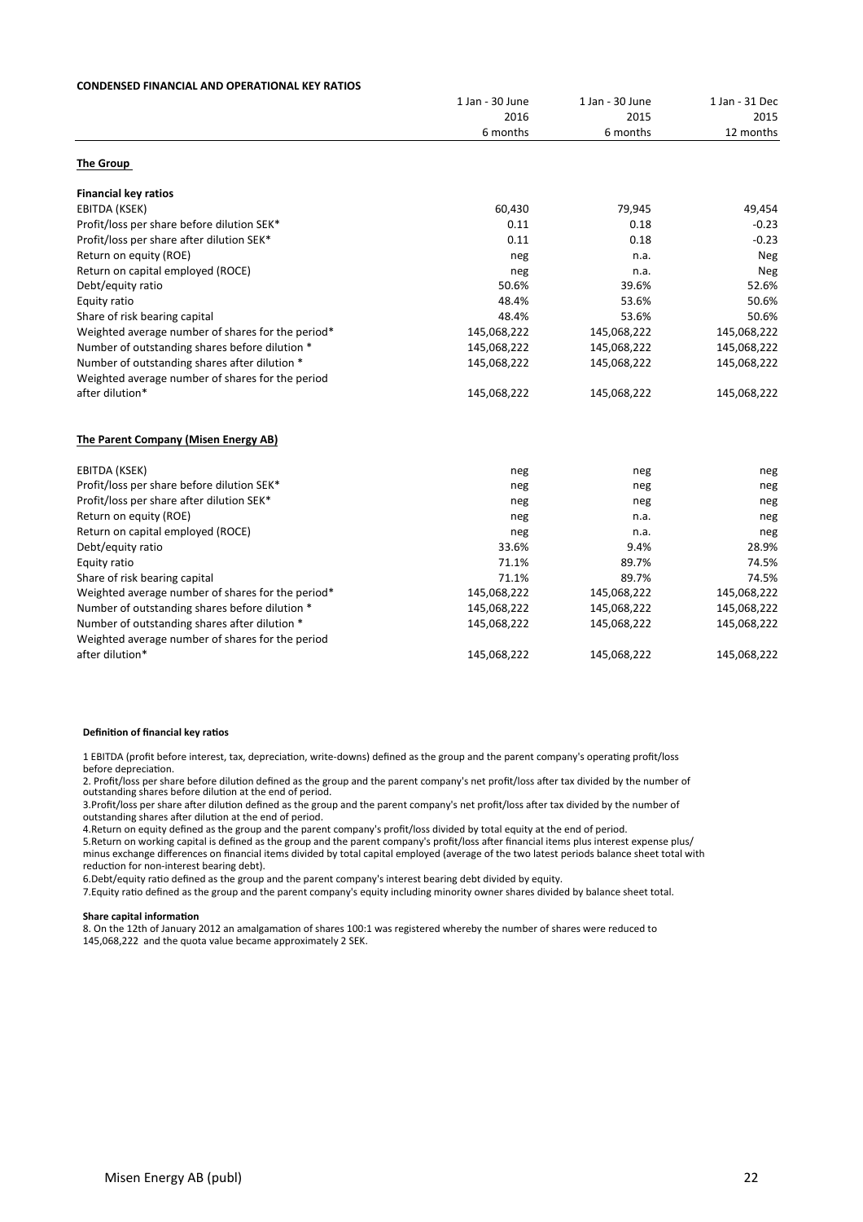**CONDENSED FINANCIAL AND OPERATIONAL KEY RATIOS**

| | 1 Jan - 30 June 2016 6 months | 1 Jan - 30 June 2015 6 months | 1 Jan - 31 Dec 2015 12 months |
|---|---|---|---|
| **The Group** | | | |
| **Financial key ratios** | | | |
| EBITDA (KSEK) | 60,430 | 79,945 | 49,454 |
| Profit/loss per share before dilution SEK* | 0.11 | 0.18 | -0.23 |
| Profit/loss per share after dilution SEK* | 0.11 | 0.18 | -0.23 |
| Return on equity (ROE) | neg | n.a. | Neg |
| Return on capital employed (ROCE) | neg | n.a. | Neg |
| Debt/equity ratio | 50.6% | 39.6% | 52.6% |
| Equity ratio | 48.4% | 53.6% | 50.6% |
| Share of risk bearing capital | 48.4% | 53.6% | 50.6% |
| Weighted average number of shares for the period* | 145,068,222 | 145,068,222 | 145,068,222 |
| Number of outstanding shares before dilution * | 145,068,222 | 145,068,222 | 145,068,222 |
| Number of outstanding shares after dilution * | 145,068,222 | 145,068,222 | 145,068,222 |
| Weighted average number of shares for the period after dilution* | 145,068,222 | 145,068,222 | 145,068,222 |
| **The Parent Company (Misen Energy AB)** | | | |
| EBITDA (KSEK) | neg | neg | neg |
| Profit/loss per share before dilution SEK* | neg | neg | neg |
| Profit/loss per share after dilution SEK* | neg | neg | neg |
| Return on equity (ROE) | neg | n.a. | neg |
| Return on capital employed (ROCE) | neg | n.a. | neg |
| Debt/equity ratio | 33.6% | 9.4% | 28.9% |
| Equity ratio | 71.1% | 89.7% | 74.5% |
| Share of risk bearing capital | 71.1% | 89.7% | 74.5% |
| Weighted average number of shares for the period* | 145,068,222 | 145,068,222 | 145,068,222 |
| Number of outstanding shares before dilution * | 145,068,222 | 145,068,222 | 145,068,222 |
| Number of outstanding shares after dilution * | 145,068,222 | 145,068,222 | 145,068,222 |
| Weighted average number of shares for the period after dilution* | 145,068,222 | 145,068,222 | 145,068,222 |

**Definition of financial key ratios**

1 EBITDA (profit before interest, tax, depreciation, write-downs) defined as the group and the parent company's operating profit/loss before depreciation.
2. Profit/loss per share before dilution defined as the group and the parent company's net profit/loss after tax divided by the number of outstanding shares before dilution at the end of period.
3.Profit/loss per share after dilution defined as the group and the parent company's net profit/loss after tax divided by the number of outstanding shares after dilution at the end of period.
4.Return on equity defined as the group and the parent company's profit/loss divided by total equity at the end of period.
5.Return on working capital is defined as the group and the parent company's profit/loss after financial items plus interest expense plus/ minus exchange differences on financial items divided by total capital employed (average of the two latest periods balance sheet total with reduction for non-interest bearing debt).
6.Debt/equity ratio defined as the group and the parent company's interest bearing debt divided by equity.
7.Equity ratio defined as the group and the parent company's equity including minority owner shares divided by balance sheet total.

**Share capital information**

8. On the 12th of January 2012 an amalgamation of shares 100:1 was registered whereby the number of shares were reduced to 145,068,222 and the quota value became approximately 2 SEK.